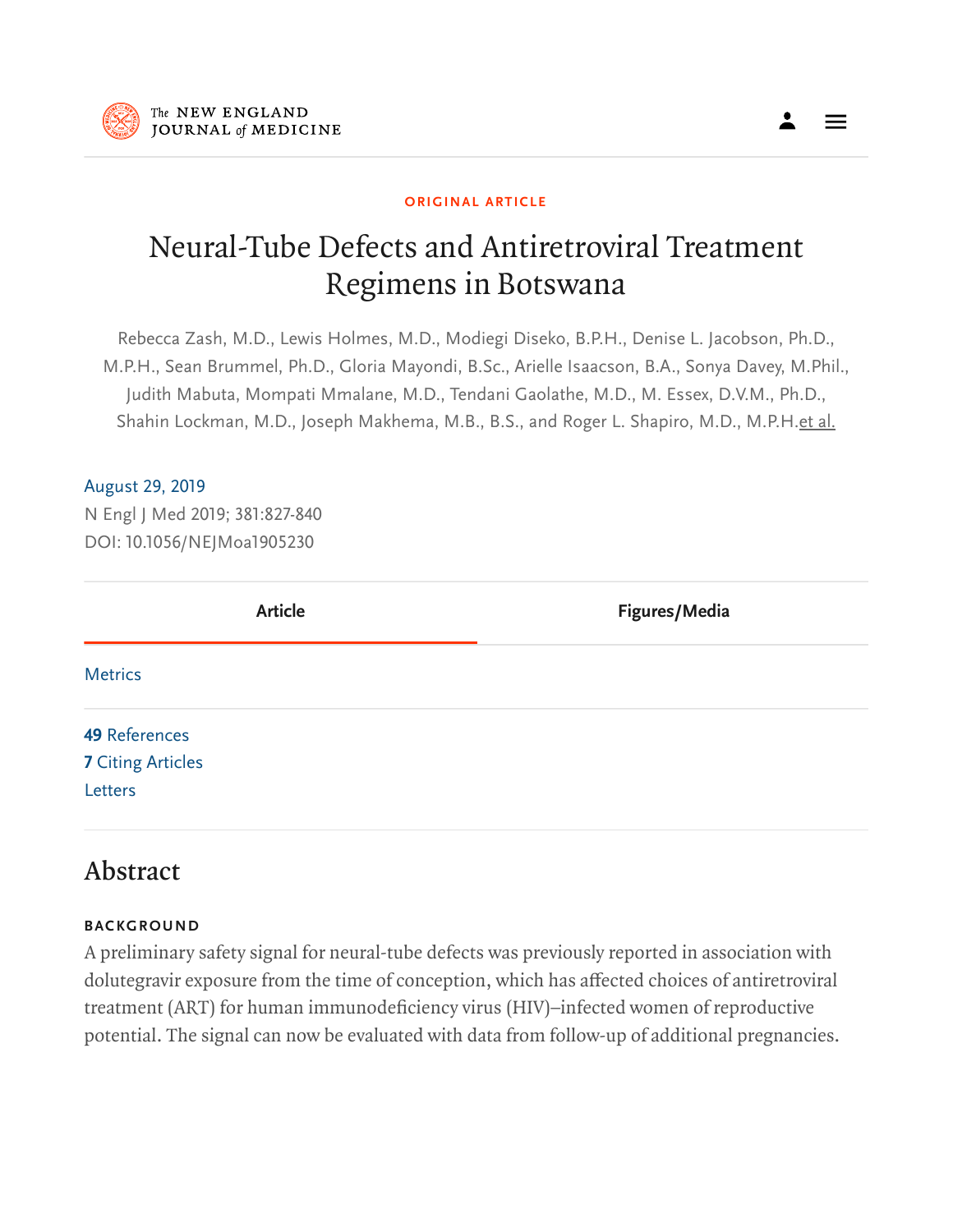ORIGINAL ARTICLE

# Neural-Tube Defects and Antiretroviral Treatment Regimens in Botswana

Rebecca Zash, M.D., Lewis Holmes, M.D., Modiegi Diseko, B.P.H., Denise L. Jacobson, Ph.D., M.P.H., Sean Brummel, Ph.D., Gloria Mayondi, B.Sc., Arielle Isaacson, B.A., Sonya Davey, M.Phil., Judith Mabuta, Mompati Mmalane, M.D., Tendani Gaolathe, M.D., M. Essex, D.V.M., Ph.D., Shahin Lockman, M.D., Joseph Makhema, M.B., B.S., and Roger L. Shapiro, M.D., M.P.H. et al.

August 29, 2019
N Engl J Med 2019; 381:827-840
DOI: 10.1056/NEJMoa1905230

Article | Figures/Media

Metrics

49 References
7 Citing Articles
Letters

## Abstract

### BACKGROUND

A preliminary safety signal for neural-tube defects was previously reported in association with dolutegravir exposure from the time of conception, which has affected choices of antiretroviral treatment (ART) for human immunodeficiency virus (HIV)–infected women of reproductive potential. The signal can now be evaluated with data from follow-up of additional pregnancies.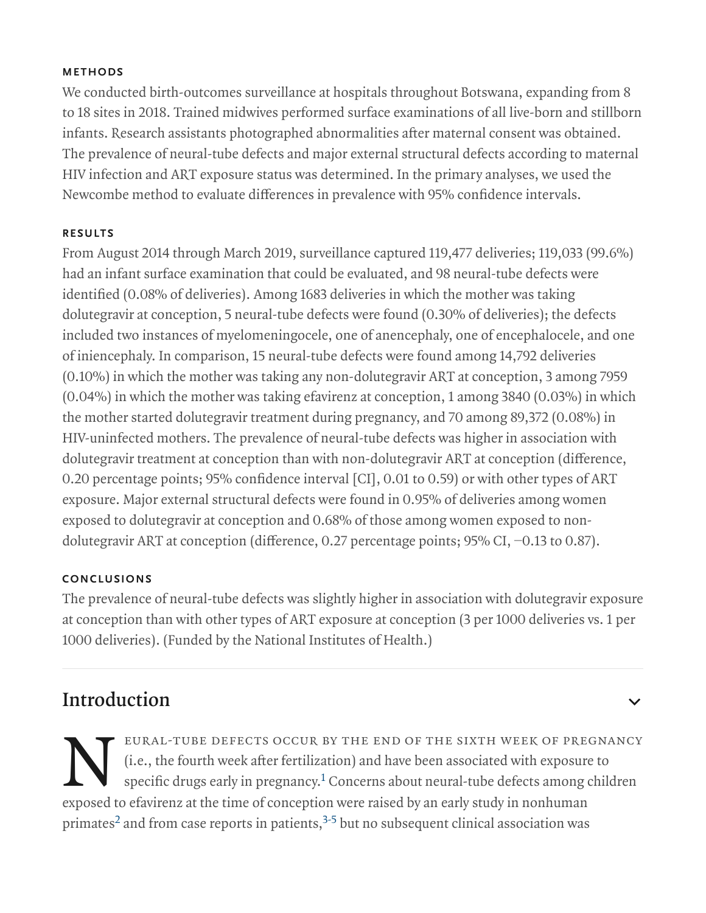#### METHODS

We conducted birth-outcomes surveillance at hospitals throughout Botswana, expanding from 8 to 18 sites in 2018. Trained midwives performed surface examinations of all live-born and stillborn infants. Research assistants photographed abnormalities after maternal consent was obtained. The prevalence of neural-tube defects and major external structural defects according to maternal HIV infection and ART exposure status was determined. In the primary analyses, we used the Newcombe method to evaluate differences in prevalence with 95% confidence intervals.

#### RESULTS

From August 2014 through March 2019, surveillance captured 119,477 deliveries; 119,033 (99.6%) had an infant surface examination that could be evaluated, and 98 neural-tube defects were identified (0.08% of deliveries). Among 1683 deliveries in which the mother was taking dolutegravir at conception, 5 neural-tube defects were found (0.30% of deliveries); the defects included two instances of myelomeningocele, one of anencephaly, one of encephalocele, and one of iniencephaly. In comparison, 15 neural-tube defects were found among 14,792 deliveries (0.10%) in which the mother was taking any non-dolutegravir ART at conception, 3 among 7959 (0.04%) in which the mother was taking efavirenz at conception, 1 among 3840 (0.03%) in which the mother started dolutegravir treatment during pregnancy, and 70 among 89,372 (0.08%) in HIV-uninfected mothers. The prevalence of neural-tube defects was higher in association with dolutegravir treatment at conception than with non-dolutegravir ART at conception (difference, 0.20 percentage points; 95% confidence interval [CI], 0.01 to 0.59) or with other types of ART exposure. Major external structural defects were found in 0.95% of deliveries among women exposed to dolutegravir at conception and 0.68% of those among women exposed to non-dolutegravir ART at conception (difference, 0.27 percentage points; 95% CI, −0.13 to 0.87).

#### CONCLUSIONS

The prevalence of neural-tube defects was slightly higher in association with dolutegravir exposure at conception than with other types of ART exposure at conception (3 per 1000 deliveries vs. 1 per 1000 deliveries). (Funded by the National Institutes of Health.)

## Introduction

Neural-tube defects occur by the end of the sixth week of pregnancy (i.e., the fourth week after fertilization) and have been associated with exposure to specific drugs early in pregnancy.[1] Concerns about neural-tube defects among children exposed to efavirenz at the time of conception were raised by an early study in nonhuman primates[2] and from case reports in patients,[3-5] but no subsequent clinical association was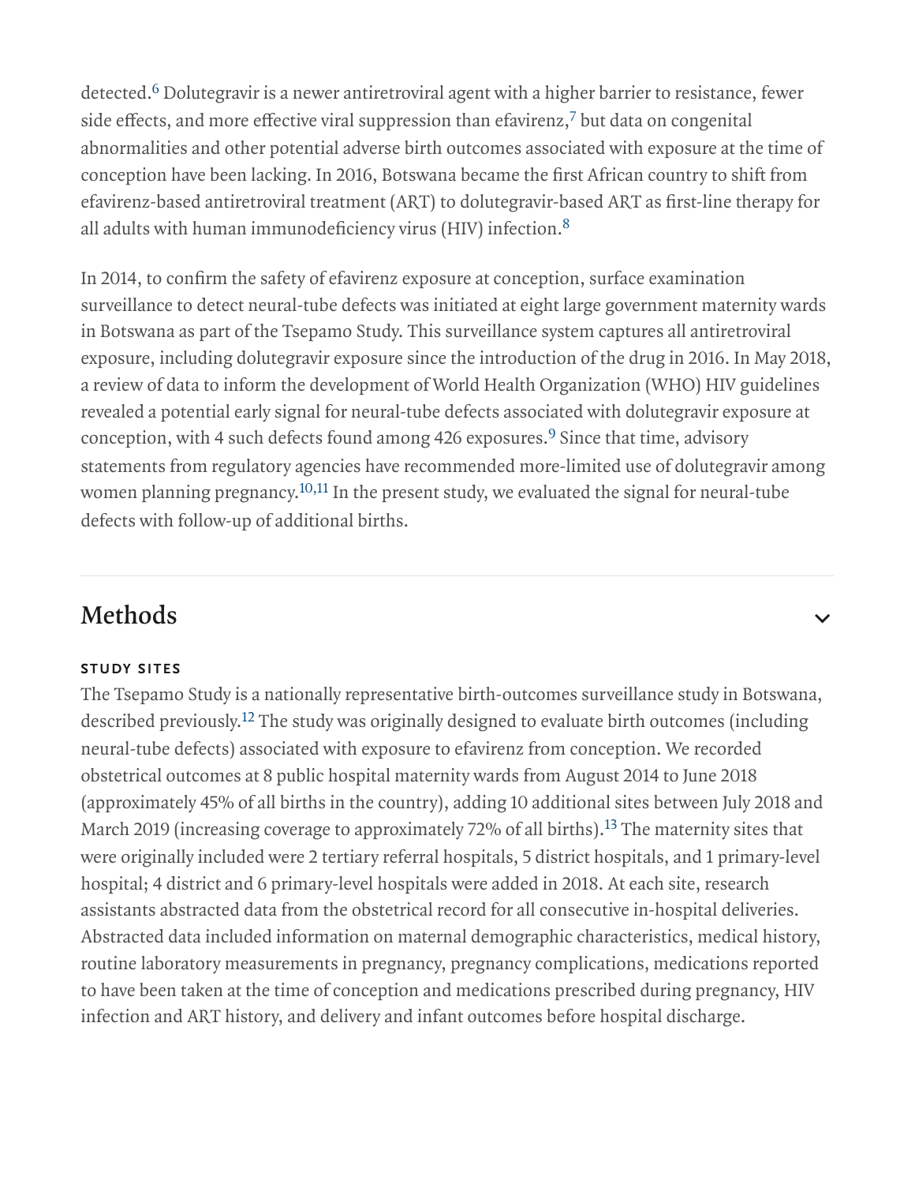detected.[6] Dolutegravir is a newer antiretroviral agent with a higher barrier to resistance, fewer side effects, and more effective viral suppression than efavirenz,[7] but data on congenital abnormalities and other potential adverse birth outcomes associated with exposure at the time of conception have been lacking. In 2016, Botswana became the first African country to shift from efavirenz-based antiretroviral treatment (ART) to dolutegravir-based ART as first-line therapy for all adults with human immunodeficiency virus (HIV) infection.[8]

In 2014, to confirm the safety of efavirenz exposure at conception, surface examination surveillance to detect neural-tube defects was initiated at eight large government maternity wards in Botswana as part of the Tsepamo Study. This surveillance system captures all antiretroviral exposure, including dolutegravir exposure since the introduction of the drug in 2016. In May 2018, a review of data to inform the development of World Health Organization (WHO) HIV guidelines revealed a potential early signal for neural-tube defects associated with dolutegravir exposure at conception, with 4 such defects found among 426 exposures.[9] Since that time, advisory statements from regulatory agencies have recommended more-limited use of dolutegravir among women planning pregnancy.[10,11] In the present study, we evaluated the signal for neural-tube defects with follow-up of additional births.

## Methods

### STUDY SITES

The Tsepamo Study is a nationally representative birth-outcomes surveillance study in Botswana, described previously.[12] The study was originally designed to evaluate birth outcomes (including neural-tube defects) associated with exposure to efavirenz from conception. We recorded obstetrical outcomes at 8 public hospital maternity wards from August 2014 to June 2018 (approximately 45% of all births in the country), adding 10 additional sites between July 2018 and March 2019 (increasing coverage to approximately 72% of all births).[13] The maternity sites that were originally included were 2 tertiary referral hospitals, 5 district hospitals, and 1 primary-level hospital; 4 district and 6 primary-level hospitals were added in 2018. At each site, research assistants abstracted data from the obstetrical record for all consecutive in-hospital deliveries. Abstracted data included information on maternal demographic characteristics, medical history, routine laboratory measurements in pregnancy, pregnancy complications, medications reported to have been taken at the time of conception and medications prescribed during pregnancy, HIV infection and ART history, and delivery and infant outcomes before hospital discharge.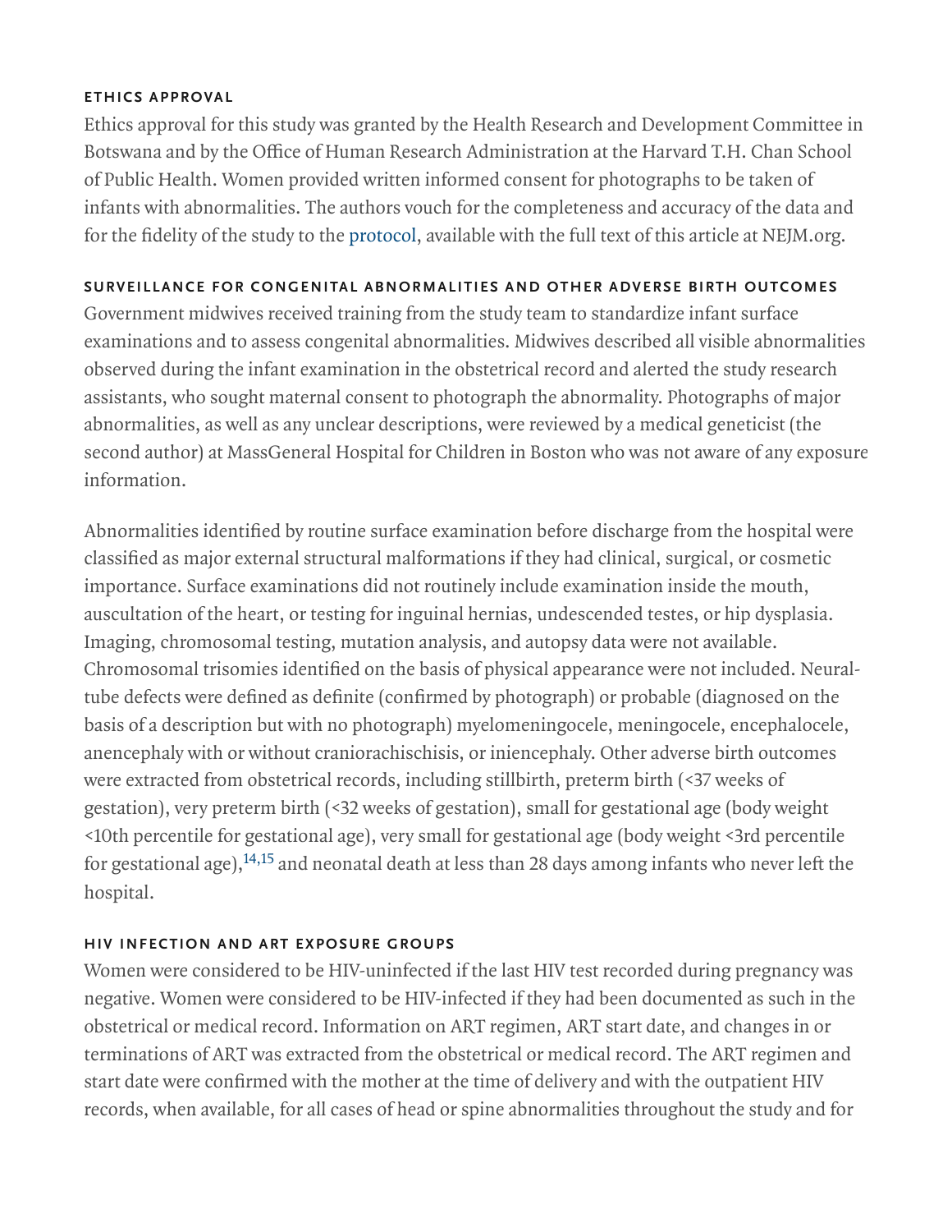### ETHICS APPROVAL

Ethics approval for this study was granted by the Health Research and Development Committee in Botswana and by the Office of Human Research Administration at the Harvard T.H. Chan School of Public Health. Women provided written informed consent for photographs to be taken of infants with abnormalities. The authors vouch for the completeness and accuracy of the data and for the fidelity of the study to the protocol, available with the full text of this article at NEJM.org.

### SURVEILLANCE FOR CONGENITAL ABNORMALITIES AND OTHER ADVERSE BIRTH OUTCOMES

Government midwives received training from the study team to standardize infant surface examinations and to assess congenital abnormalities. Midwives described all visible abnormalities observed during the infant examination in the obstetrical record and alerted the study research assistants, who sought maternal consent to photograph the abnormality. Photographs of major abnormalities, as well as any unclear descriptions, were reviewed by a medical geneticist (the second author) at MassGeneral Hospital for Children in Boston who was not aware of any exposure information.

Abnormalities identified by routine surface examination before discharge from the hospital were classified as major external structural malformations if they had clinical, surgical, or cosmetic importance. Surface examinations did not routinely include examination inside the mouth, auscultation of the heart, or testing for inguinal hernias, undescended testes, or hip dysplasia. Imaging, chromosomal testing, mutation analysis, and autopsy data were not available. Chromosomal trisomies identified on the basis of physical appearance were not included. Neural-tube defects were defined as definite (confirmed by photograph) or probable (diagnosed on the basis of a description but with no photograph) myelomeningocele, meningocele, encephalocele, anencephaly with or without craniorachischisis, or iniencephaly. Other adverse birth outcomes were extracted from obstetrical records, including stillbirth, preterm birth (<37 weeks of gestation), very preterm birth (<32 weeks of gestation), small for gestational age (body weight <10th percentile for gestational age), very small for gestational age (body weight <3rd percentile for gestational age),[14,15] and neonatal death at less than 28 days among infants who never left the hospital.

### HIV INFECTION AND ART EXPOSURE GROUPS

Women were considered to be HIV-uninfected if the last HIV test recorded during pregnancy was negative. Women were considered to be HIV-infected if they had been documented as such in the obstetrical or medical record. Information on ART regimen, ART start date, and changes in or terminations of ART was extracted from the obstetrical or medical record. The ART regimen and start date were confirmed with the mother at the time of delivery and with the outpatient HIV records, when available, for all cases of head or spine abnormalities throughout the study and for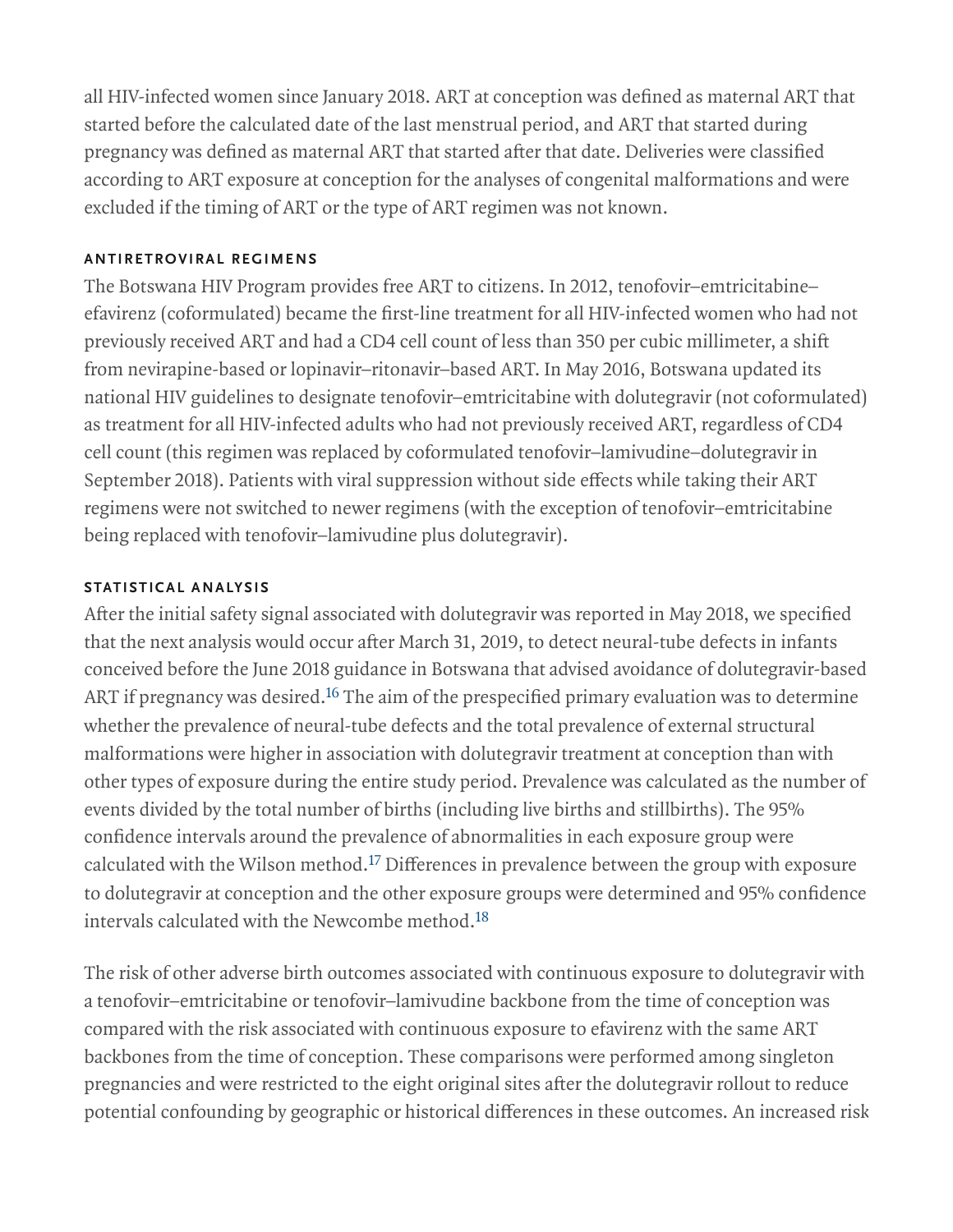all HIV-infected women since January 2018. ART at conception was defined as maternal ART that started before the calculated date of the last menstrual period, and ART that started during pregnancy was defined as maternal ART that started after that date. Deliveries were classified according to ART exposure at conception for the analyses of congenital malformations and were excluded if the timing of ART or the type of ART regimen was not known.

### ANTIRETROVIRAL REGIMENS

The Botswana HIV Program provides free ART to citizens. In 2012, tenofovir–emtricitabine–efavirenz (coformulated) became the first-line treatment for all HIV-infected women who had not previously received ART and had a CD4 cell count of less than 350 per cubic millimeter, a shift from nevirapine-based or lopinavir–ritonavir–based ART. In May 2016, Botswana updated its national HIV guidelines to designate tenofovir–emtricitabine with dolutegravir (not coformulated) as treatment for all HIV-infected adults who had not previously received ART, regardless of CD4 cell count (this regimen was replaced by coformulated tenofovir–lamivudine–dolutegravir in September 2018). Patients with viral suppression without side effects while taking their ART regimens were not switched to newer regimens (with the exception of tenofovir–emtricitabine being replaced with tenofovir–lamivudine plus dolutegravir).

### STATISTICAL ANALYSIS

After the initial safety signal associated with dolutegravir was reported in May 2018, we specified that the next analysis would occur after March 31, 2019, to detect neural-tube defects in infants conceived before the June 2018 guidance in Botswana that advised avoidance of dolutegravir-based ART if pregnancy was desired.[16] The aim of the prespecified primary evaluation was to determine whether the prevalence of neural-tube defects and the total prevalence of external structural malformations were higher in association with dolutegravir treatment at conception than with other types of exposure during the entire study period. Prevalence was calculated as the number of events divided by the total number of births (including live births and stillbirths). The 95% confidence intervals around the prevalence of abnormalities in each exposure group were calculated with the Wilson method.[17] Differences in prevalence between the group with exposure to dolutegravir at conception and the other exposure groups were determined and 95% confidence intervals calculated with the Newcombe method.[18]

The risk of other adverse birth outcomes associated with continuous exposure to dolutegravir with a tenofovir–emtricitabine or tenofovir–lamivudine backbone from the time of conception was compared with the risk associated with continuous exposure to efavirenz with the same ART backbones from the time of conception. These comparisons were performed among singleton pregnancies and were restricted to the eight original sites after the dolutegravir rollout to reduce potential confounding by geographic or historical differences in these outcomes. An increased risk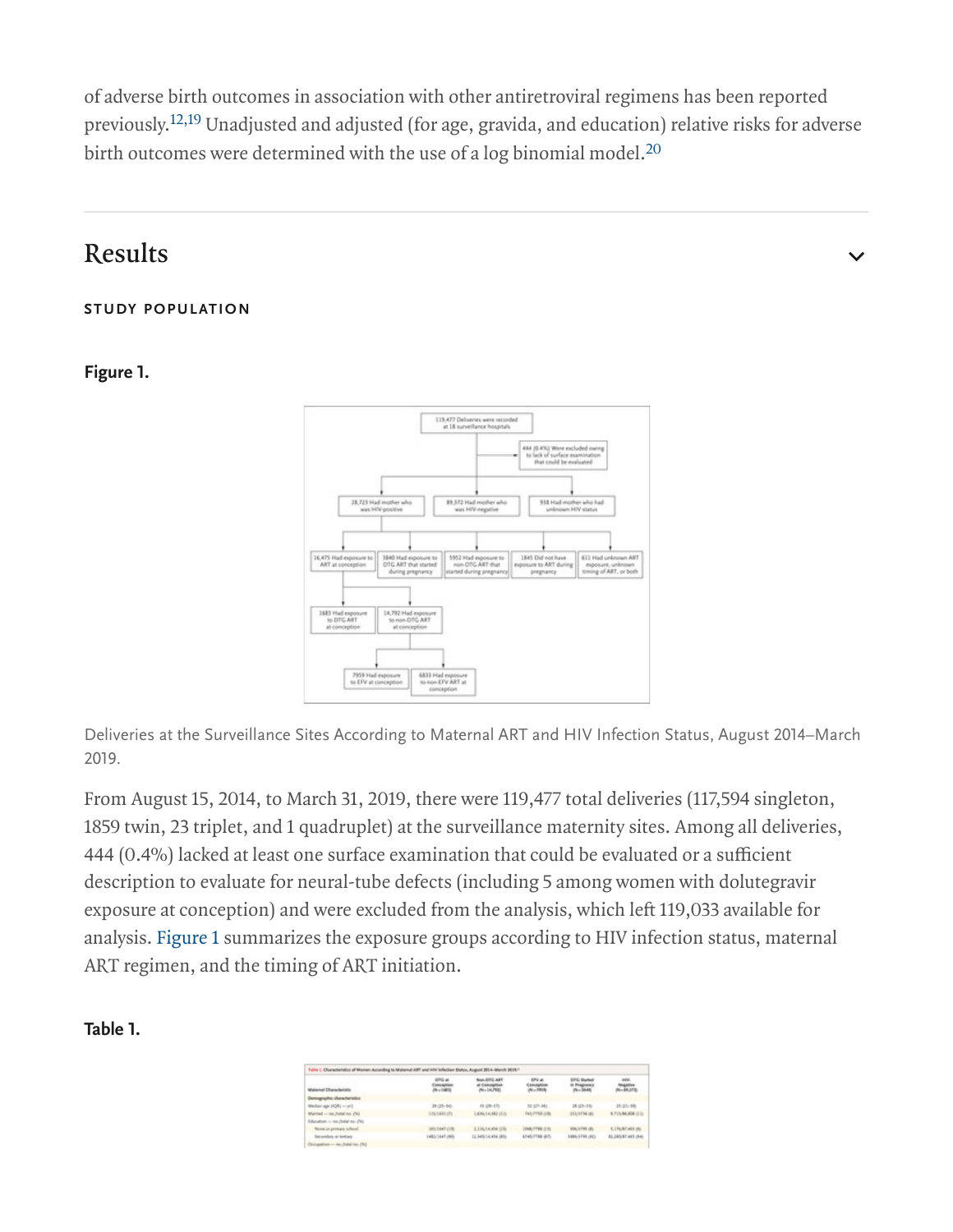of adverse birth outcomes in association with other antiretroviral regimens has been reported previously.[12,19] Unadjusted and adjusted (for age, gravida, and education) relative risks for adverse birth outcomes were determined with the use of a log binomial model.[20]

## Results

### STUDY POPULATION

**Figure 1.**

Deliveries at the Surveillance Sites According to Maternal ART and HIV Infection Status, August 2014–March 2019.

From August 15, 2014, to March 31, 2019, there were 119,477 total deliveries (117,594 singleton, 1859 twin, 23 triplet, and 1 quadruplet) at the surveillance maternity sites. Among all deliveries, 444 (0.4%) lacked at least one surface examination that could be evaluated or a sufficient description to evaluate for neural-tube defects (including 5 among women with dolutegravir exposure at conception) and were excluded from the analysis, which left 119,033 available for analysis. Figure 1 summarizes the exposure groups according to HIV infection status, maternal ART regimen, and the timing of ART initiation.

**Table 1.**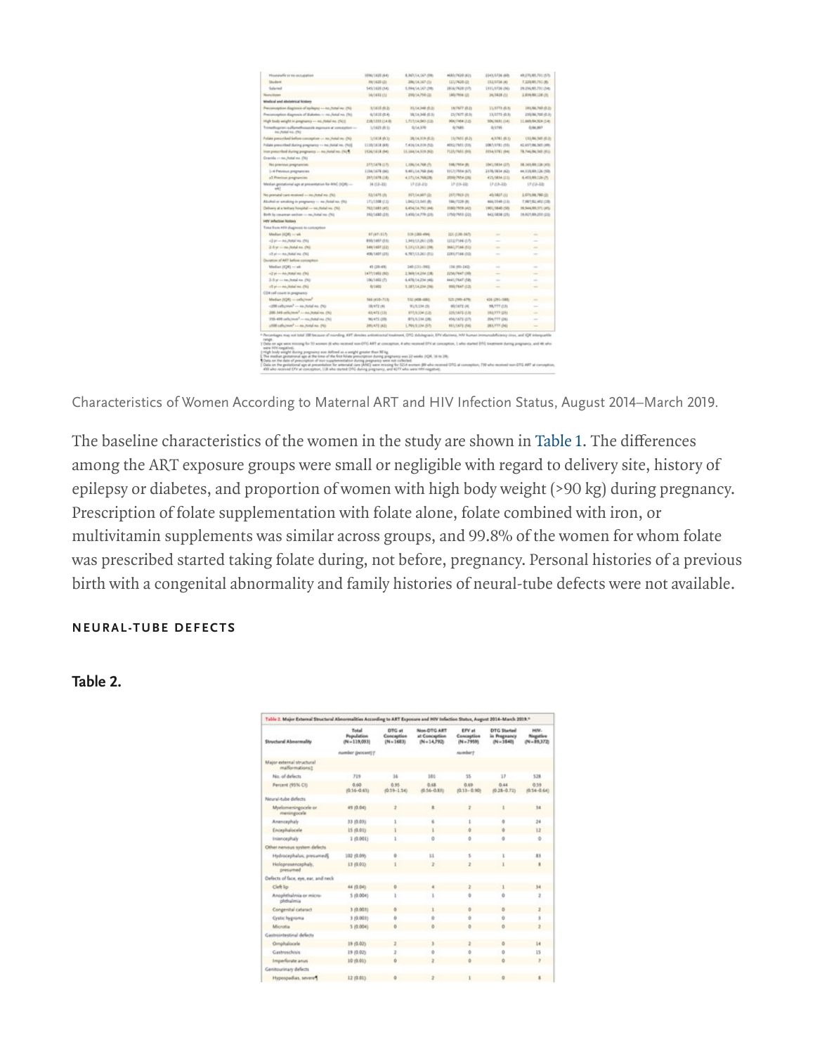Characteristics of Women According to Maternal ART and HIV Infection Status, August 2014–March 2019.

The baseline characteristics of the women in the study are shown in Table 1. The differences among the ART exposure groups were small or negligible with regard to delivery site, history of epilepsy or diabetes, and proportion of women with high body weight (>90 kg) during pregnancy. Prescription of folate supplementation with folate alone, folate combined with iron, or multivitamin supplements was similar across groups, and 99.8% of the women for whom folate was prescribed started taking folate during, not before, pregnancy. Personal histories of a previous birth with a congenital abnormality and family histories of neural-tube defects were not available.

### NEURAL-TUBE DEFECTS

**Table 2.**

Table 2. Major External Structural Abnormalities According to ART Exposure and HIV Infection Status, August 2014–March 2019.*

| Structural Abnormality | Total Population (N=119,033) | DTG at Conception (N=1683) | Non-DTG ART at Conception (N=14,792) | EFV at Conception (N=7959) | DTG Started in Pregnancy (N=3840) | HIV-Negative (N=89,372) |
|---|---|---|---|---|---|---|
| | number (percent)† | | | number† | | |
| Major external structural malformations‡ | | | | | | |
| No. of defects | 719 | 16 | 101 | 55 | 17 | 528 |
| Percent (95% CI) | 0.60 (0.56–0.65) | 0.95 (0.59–1.54) | 0.68 (0.56–0.83) | 0.69 (0.53–0.90) | 0.44 (0.28–0.71) | 0.59 (0.54–0.64) |
| Neural-tube defects | | | | | | |
| Myelomeningocele or meningocele | 49 (0.04) | 2 | 8 | 2 | 1 | 34 |
| Anencephaly | 33 (0.03) | 1 | 6 | 1 | 0 | 24 |
| Encephalocele | 15 (0.01) | 1 | 1 | 0 | 0 | 12 |
| Iniencephaly | 1 (0.001) | 1 | 0 | 0 | 0 | 0 |
| Other nervous system defects | | | | | | |
| Hydrocephalus, presumed§ | 102 (0.09) | 0 | 11 | 5 | 1 | 83 |
| Holoprosencephaly, presumed | 13 (0.01) | 1 | 2 | 2 | 1 | 8 |
| Defects of face, eye, ear, and neck | | | | | | |
| Cleft lip | 44 (0.04) | 0 | 4 | 2 | 1 | 34 |
| Anophthalmia or microphthalmia | 5 (0.004) | 1 | 1 | 0 | 0 | 2 |
| Congenital cataract | 3 (0.003) | 0 | 1 | 0 | 0 | 2 |
| Cystic hygroma | 3 (0.003) | 0 | 0 | 0 | 0 | 3 |
| Microtia | 5 (0.004) | 0 | 0 | 0 | 0 | 2 |
| Gastrointestinal defects | | | | | | |
| Omphalocele | 19 (0.02) | 2 | 3 | 2 | 0 | 14 |
| Gastroschisis | 19 (0.02) | 2 | 0 | 0 | 0 | 15 |
| Imperforate anus | 10 (0.01) | 0 | 2 | 0 | 0 | 7 |
| Genitourinary defects | | | | | | |
| Hypospadias, severe¶ | 12 (0.01) | 0 | 2 | 1 | 0 | 8 |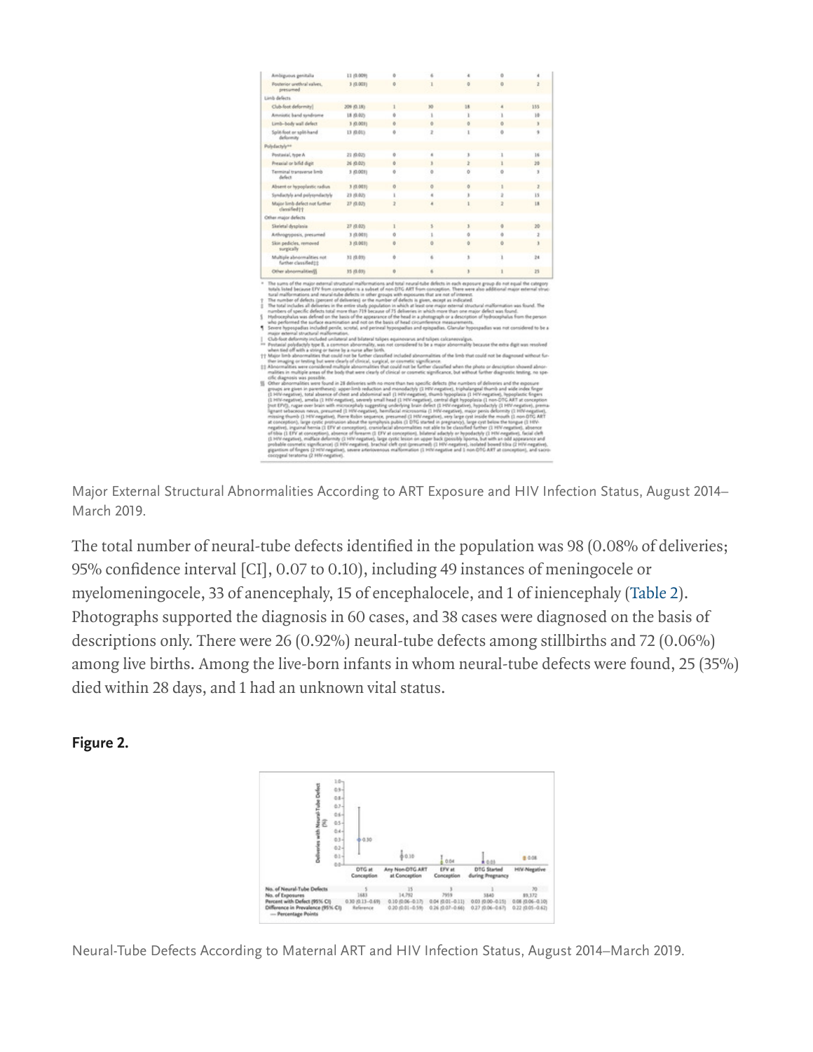| Defect | Total | DTG at Conception | Any Non-DTG ART at Conception | EFV at Conception | DTG Started during Pregnancy | HIV-Negative |
|---|---|---|---|---|---|---|
| Ambiguous genitalia | 11 (0.009) | 0 | 6 | 4 | 0 | 4 |
| Posterior urethral valves, presumed | 3 (0.003) | 0 | 1 | 0 | 0 | 2 |
| **Limb defects** | | | | | | |
| Club-foot deformity‖ | 209 (0.18) | 1 | 30 | 18 | 4 | 115 |
| Amniotic band syndrome | 18 (0.02) | 0 | 1 | 1 | 1 | 10 |
| Limb–body wall defect | 3 (0.003) | 0 | 0 | 0 | 0 | 3 |
| Split-foot or split-hand deformity | 13 (0.01) | 0 | 2 | 1 | 0 | 9 |
| **Polydactyly**** | | | | | | |
| Postaxial, type A | 21 (0.02) | 0 | 4 | 3 | 1 | 16 |
| Preaxial or bifid digit | 26 (0.02) | 0 | 3 | 2 | 1 | 20 |
| Terminal transverse limb defect | 3 (0.003) | 0 | 0 | 0 | 0 | 3 |
| Absent or hypoplastic radius | 3 (0.003) | 0 | 0 | 0 | 1 | 2 |
| Syndactyly and polysyndactyly | 23 (0.02) | 1 | 4 | 3 | 2 | 15 |
| Major limb defect not further classified†† | 27 (0.02) | 2 | 4 | 1 | 2 | 18 |
| **Other major defects** | | | | | | |
| Skeletal dysplasia | 27 (0.02) | 1 | 5 | 3 | 0 | 20 |
| Arthrogryposis, presumed | 3 (0.003) | 0 | 1 | 0 | 0 | 2 |
| Skin pedicles, removed surgically | 3 (0.003) | 0 | 0 | 0 | 0 | 3 |
| Multiple abnormalities not further classified‡‡ | 31 (0.03) | 0 | 6 | 3 | 1 | 24 |
| Other abnormalities§§ | 35 (0.03) | 0 | 6 | 3 | 1 | 25 |

\* The sums of the major external structural malformations and total neural-tube defects in each exposure group do not equal the category totals listed because EFV from conception is a subset of non-DTG ART from conception. There were also additional major external structural malformations and neural-tube defects in other groups with exposures that are not of interest.
† The number of defects (percent of deliveries) or the number of defects is given, except as indicated.
‡ The total includes all deliveries in the entire study population in which at least one major external structural malformation was found. The numbers of specific defects total more than 719 because of 75 deliveries in which more than one major defect was found.
§ Hydrocephalus was defined on the basis of the appearance of the head in a photograph or a description of hydrocephalus from the person who performed the surface examination and not on the basis of head circumference measurements.
¶ Severe hypospadias included penile, scrotal, and perineal hypospadias and epispadias. Glanular hypospadias was not considered to be a major external structural malformation.
‖ Club-foot deformity included unilateral and bilateral talipes equinovarus and talipes calcaneovalgus.
** Postaxial polydactyly type B, a common abnormality, was not considered to be a major abnormality because the extra digit was resolved when tied off with a string or twine by a nurse after birth.
†† Major limb abnormalities that could not be further classified included abnormalities of the limb that could not be diagnosed without further imaging or testing but were clearly of clinical, surgical, or cosmetic significance.
‡‡ Abnormalities were considered multiple abnormalities that could not be further classified when the photo or description showed abnormalities in multiple areas of the body that were clearly of clinical or cosmetic significance, but without further diagnostic testing, no specific diagnosis was possible.
§§ Other abnormalities were found in 28 deliveries with no more than two specific defects (the numbers of deliveries and the exposure groups are given in parentheses): upper-limb reduction and monodactyly (1 HIV-negative), triphalangeal thumb and wide index finger (1 HIV-negative), total absence of chest and abdominal wall (1 HIV-negative), thumb hypoplasia (1 HIV-negative), hypoplastic fingers (1 HIV-negative), amelia (1 HIV-negative), severely small head (1 HIV-negative), central digit hypoplasia (1 non-DTG ART at conception [not EFV]), rugae over brain with microcephaly suggesting underlying brain defect (1 HIV-negative), hypodactyly (1 HIV-negative), premalignant sebaceous nevus, presumed (1 HIV-negative), hemifacial microsomia (1 HIV-negative), major penis deformity (1 HIV-negative), missing thumb (1 HIV-negative), Pierre Robin sequence, presumed (1 HIV-negative), very large cyst inside the mouth (1 non-DTG ART at conception), large cystic protrusion about the symphysis pubis (1 DTG started in pregnancy), large cyst below the tongue (1 HIV-negative), inguinal hernia (1 EFV at conception), craniofacial abnormalities not able to be classified further (1 HIV-negative), absence of tibia (1 EFV at conception), absence of forearm (1 EFV at conception), bilateral adactyly or hypodactyly (1 HIV-negative), facial cleft (1 HIV-negative), midface deformity (1 HIV-negative), large cystic lesion on upper back (possibly lipoma, but with an odd appearance and probable cosmetic significance) (1 HIV-negative), brachial cleft cyst (presumed) (1 HIV-negative), isolated bowed tibia (2 HIV-negative), gigantism of fingers (2 HIV-negative), severe arteriovenous malformation (1 HIV-negative and 1 non-DTG ART at conception), and sacrococcygeal teratoma (2 HIV-negative).

Major External Structural Abnormalities According to ART Exposure and HIV Infection Status, August 2014–March 2019.

The total number of neural-tube defects identified in the population was 98 (0.08% of deliveries; 95% confidence interval [CI], 0.07 to 0.10), including 49 instances of meningocele or myelomeningocele, 33 of anencephaly, 15 of encephalocele, and 1 of iniencephaly (Table 2). Photographs supported the diagnosis in 60 cases, and 38 cases were diagnosed on the basis of descriptions only. There were 26 (0.92%) neural-tube defects among stillbirths and 72 (0.06%) among live births. Among the live-born infants in whom neural-tube defects were found, 25 (35%) died within 28 days, and 1 had an unknown vital status.

#### Figure 2.

| | DTG at Conception | Any Non-DTG ART at Conception | EFV at Conception | DTG Started during Pregnancy | HIV-Negative |
|---|---|---|---|---|---|
| No. of Neural-Tube Defects | 5 | 15 | 3 | 1 | 70 |
| No. of Exposures | 1683 | 14,792 | 7959 | 3840 | 89,372 |
| Percent with Defect (95% CI) | 0.30 (0.13–0.69) | 0.10 (0.06–0.17) | 0.04 (0.01–0.11) | 0.03 (0.00–0.15) | 0.08 (0.06–0.10) |
| Difference in Prevalence (95% CI) — Percentage Points | Reference | 0.20 (0.01–0.59) | 0.26 (0.07–0.66) | 0.27 (0.06–0.67) | 0.22 (0.05–0.62) |

Neural-Tube Defects According to Maternal ART and HIV Infection Status, August 2014–March 2019.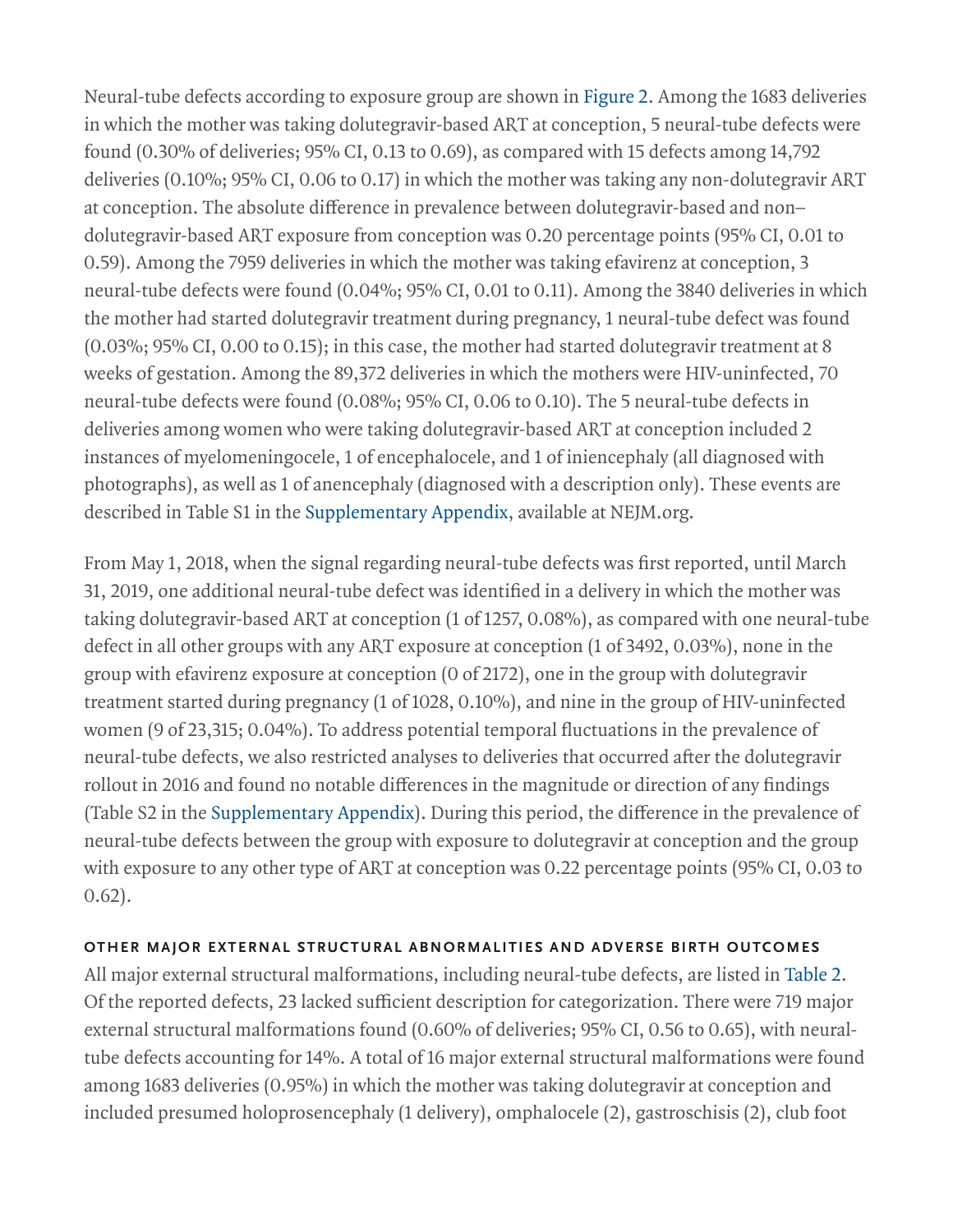Neural-tube defects according to exposure group are shown in Figure 2. Among the 1683 deliveries in which the mother was taking dolutegravir-based ART at conception, 5 neural-tube defects were found (0.30% of deliveries; 95% CI, 0.13 to 0.69), as compared with 15 defects among 14,792 deliveries (0.10%; 95% CI, 0.06 to 0.17) in which the mother was taking any non-dolutegravir ART at conception. The absolute difference in prevalence between dolutegravir-based and non–dolutegravir-based ART exposure from conception was 0.20 percentage points (95% CI, 0.01 to 0.59). Among the 7959 deliveries in which the mother was taking efavirenz at conception, 3 neural-tube defects were found (0.04%; 95% CI, 0.01 to 0.11). Among the 3840 deliveries in which the mother had started dolutegravir treatment during pregnancy, 1 neural-tube defect was found (0.03%; 95% CI, 0.00 to 0.15); in this case, the mother had started dolutegravir treatment at 8 weeks of gestation. Among the 89,372 deliveries in which the mothers were HIV-uninfected, 70 neural-tube defects were found (0.08%; 95% CI, 0.06 to 0.10). The 5 neural-tube defects in deliveries among women who were taking dolutegravir-based ART at conception included 2 instances of myelomeningocele, 1 of encephalocele, and 1 of iniencephaly (all diagnosed with photographs), as well as 1 of anencephaly (diagnosed with a description only). These events are described in Table S1 in the Supplementary Appendix, available at NEJM.org.

From May 1, 2018, when the signal regarding neural-tube defects was first reported, until March 31, 2019, one additional neural-tube defect was identified in a delivery in which the mother was taking dolutegravir-based ART at conception (1 of 1257, 0.08%), as compared with one neural-tube defect in all other groups with any ART exposure at conception (1 of 3492, 0.03%), none in the group with efavirenz exposure at conception (0 of 2172), one in the group with dolutegravir treatment started during pregnancy (1 of 1028, 0.10%), and nine in the group of HIV-uninfected women (9 of 23,315; 0.04%). To address potential temporal fluctuations in the prevalence of neural-tube defects, we also restricted analyses to deliveries that occurred after the dolutegravir rollout in 2016 and found no notable differences in the magnitude or direction of any findings (Table S2 in the Supplementary Appendix). During this period, the difference in the prevalence of neural-tube defects between the group with exposure to dolutegravir at conception and the group with exposure to any other type of ART at conception was 0.22 percentage points (95% CI, 0.03 to 0.62).

#### OTHER MAJOR EXTERNAL STRUCTURAL ABNORMALITIES AND ADVERSE BIRTH OUTCOMES

All major external structural malformations, including neural-tube defects, are listed in Table 2. Of the reported defects, 23 lacked sufficient description for categorization. There were 719 major external structural malformations found (0.60% of deliveries; 95% CI, 0.56 to 0.65), with neural-tube defects accounting for 14%. A total of 16 major external structural malformations were found among 1683 deliveries (0.95%) in which the mother was taking dolutegravir at conception and included presumed holoprosencephaly (1 delivery), omphalocele (2), gastroschisis (2), club foot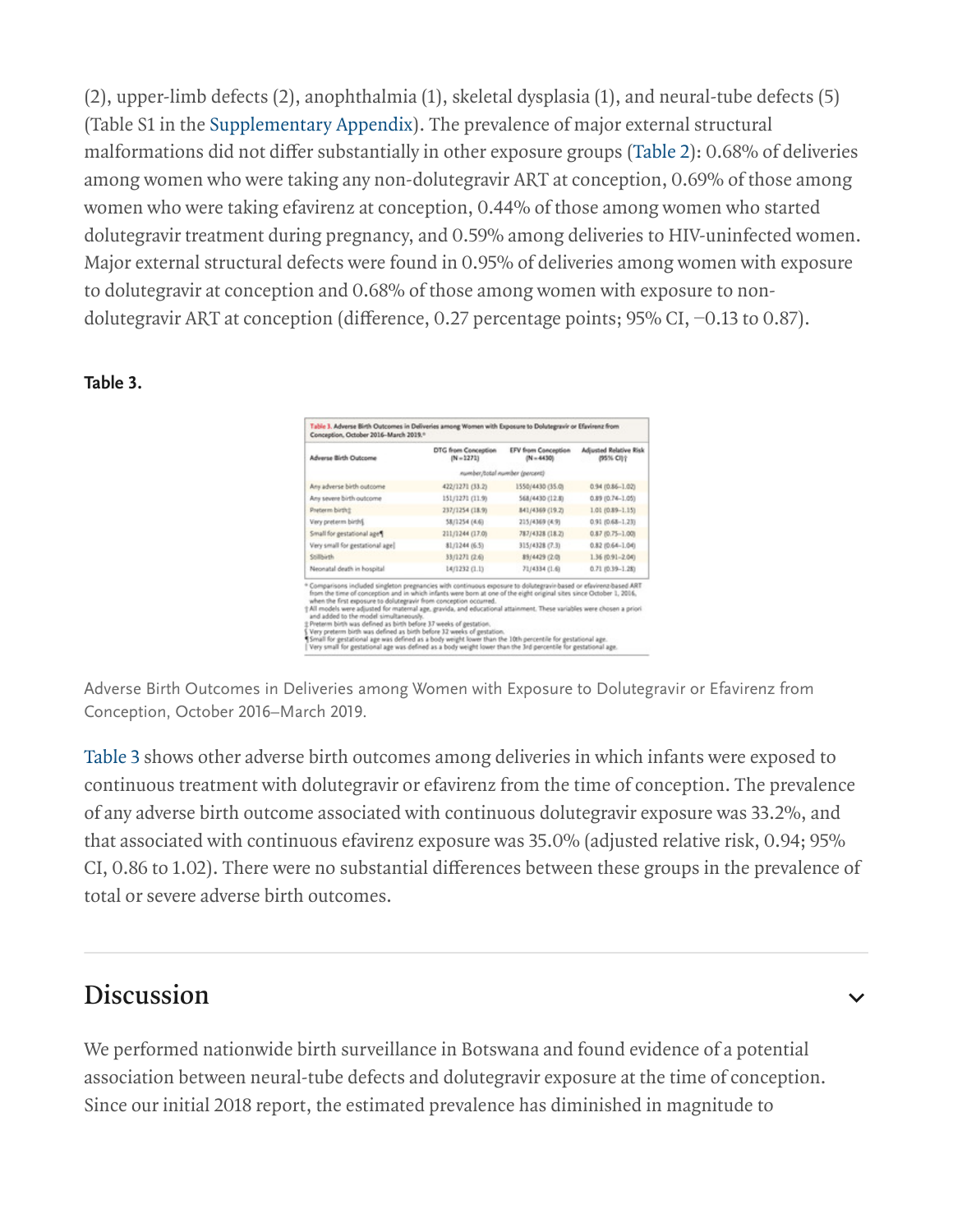(2), upper-limb defects (2), anophthalmia (1), skeletal dysplasia (1), and neural-tube defects (5) (Table S1 in the Supplementary Appendix). The prevalence of major external structural malformations did not differ substantially in other exposure groups (Table 2): 0.68% of deliveries among women who were taking any non-dolutegravir ART at conception, 0.69% of those among women who were taking efavirenz at conception, 0.44% of those among women who started dolutegravir treatment during pregnancy, and 0.59% among deliveries to HIV-uninfected women. Major external structural defects were found in 0.95% of deliveries among women with exposure to dolutegravir at conception and 0.68% of those among women with exposure to non-dolutegravir ART at conception (difference, 0.27 percentage points; 95% CI, −0.13 to 0.87).

**Table 3.**

Table 3. Adverse Birth Outcomes in Deliveries among Women with Exposure to Dolutegravir or Efavirenz from Conception, October 2016–March 2019.*

| Adverse Birth Outcome | DTG from Conception (N=1271) | EFV from Conception (N=4430) | Adjusted Relative Risk (95% CI)† |
|---|---|---|---|
| | *number/total number (percent)* | | |
| Any adverse birth outcome | 422/1271 (33.2) | 1550/4430 (35.0) | 0.94 (0.86–1.02) |
| Any severe birth outcome | 151/1271 (11.9) | 568/4430 (12.8) | 0.89 (0.74–1.05) |
| Preterm birth‡ | 237/1254 (18.9) | 841/4369 (19.2) | 1.01 (0.89–1.15) |
| Very preterm birth§ | 58/1254 (4.6) | 215/4369 (4.9) | 0.91 (0.68–1.23) |
| Small for gestational age¶ | 211/1244 (17.0) | 787/4328 (18.2) | 0.87 (0.75–1.00) |
| Very small for gestational age‖ | 81/1244 (6.5) | 315/4328 (7.3) | 0.82 (0.64–1.04) |
| Stillbirth | 33/1271 (2.6) | 89/4429 (2.0) | 1.36 (0.91–2.04) |
| Neonatal death in hospital | 14/1232 (1.1) | 71/4334 (1.6) | 0.71 (0.39–1.28) |

\* Comparisons included singleton pregnancies with continuous exposure to dolutegravir-based or efavirenz-based ART from the time of conception and in which infants were born at one of the eight original sites since October 1, 2016, when the first exposure to dolutegravir from conception occurred.
† All models were adjusted for maternal age, gravida, and educational attainment. These variables were chosen a priori and added to the model simultaneously.
‡ Preterm birth was defined as birth before 37 weeks of gestation.
§ Very preterm birth was defined as birth before 32 weeks of gestation.
¶ Small for gestational age was defined as a body weight lower than the 10th percentile for gestational age.
‖ Very small for gestational age was defined as a body weight lower than the 3rd percentile for gestational age.

Adverse Birth Outcomes in Deliveries among Women with Exposure to Dolutegravir or Efavirenz from Conception, October 2016–March 2019.

Table 3 shows other adverse birth outcomes among deliveries in which infants were exposed to continuous treatment with dolutegravir or efavirenz from the time of conception. The prevalence of any adverse birth outcome associated with continuous dolutegravir exposure was 33.2%, and that associated with continuous efavirenz exposure was 35.0% (adjusted relative risk, 0.94; 95% CI, 0.86 to 1.02). There were no substantial differences between these groups in the prevalence of total or severe adverse birth outcomes.

## Discussion

We performed nationwide birth surveillance in Botswana and found evidence of a potential association between neural-tube defects and dolutegravir exposure at the time of conception. Since our initial 2018 report, the estimated prevalence has diminished in magnitude to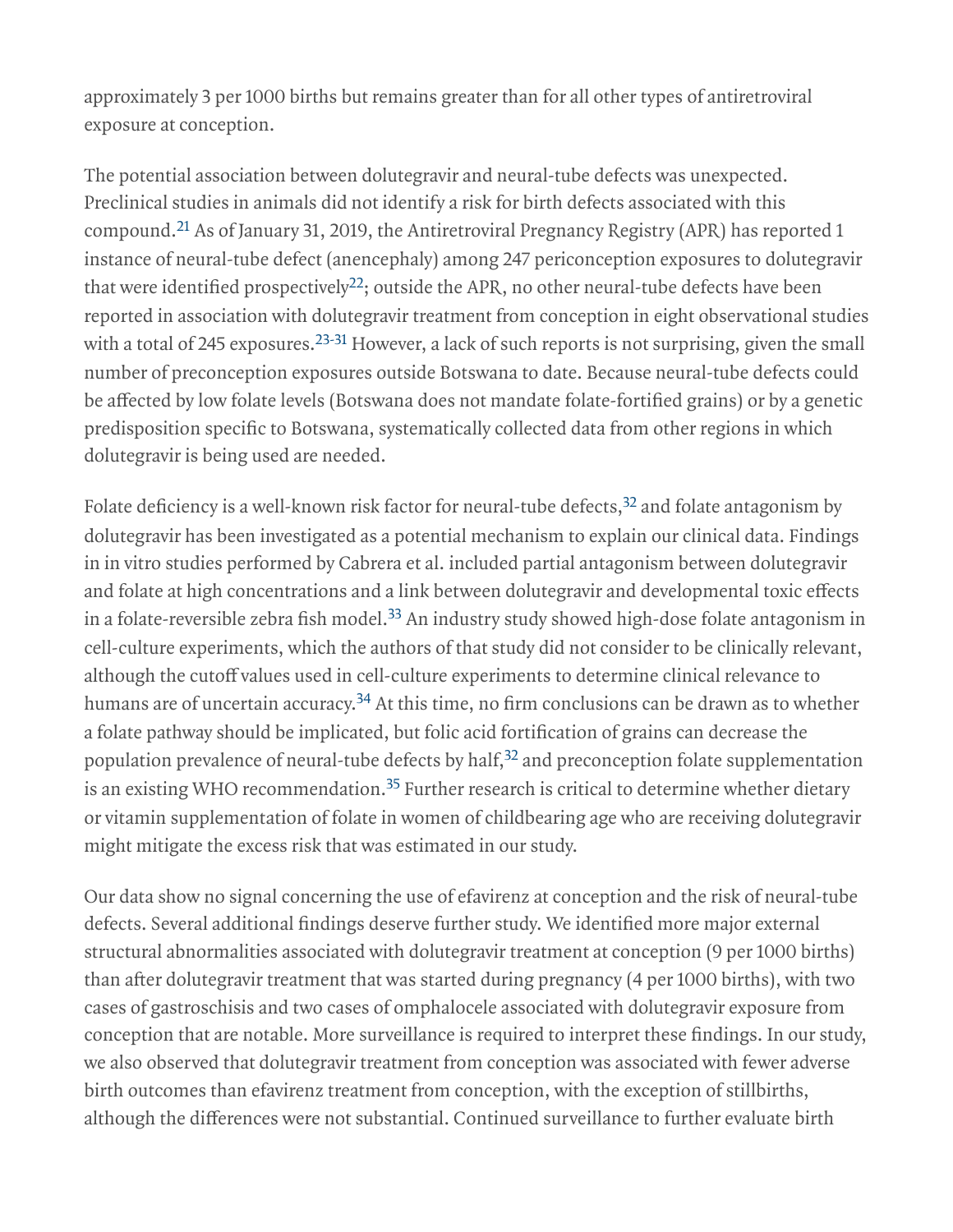approximately 3 per 1000 births but remains greater than for all other types of antiretroviral exposure at conception.

The potential association between dolutegravir and neural-tube defects was unexpected. Preclinical studies in animals did not identify a risk for birth defects associated with this compound.[21] As of January 31, 2019, the Antiretroviral Pregnancy Registry (APR) has reported 1 instance of neural-tube defect (anencephaly) among 247 periconception exposures to dolutegravir that were identified prospectively[22]; outside the APR, no other neural-tube defects have been reported in association with dolutegravir treatment from conception in eight observational studies with a total of 245 exposures.[23-31] However, a lack of such reports is not surprising, given the small number of preconception exposures outside Botswana to date. Because neural-tube defects could be affected by low folate levels (Botswana does not mandate folate-fortified grains) or by a genetic predisposition specific to Botswana, systematically collected data from other regions in which dolutegravir is being used are needed.

Folate deficiency is a well-known risk factor for neural-tube defects,[32] and folate antagonism by dolutegravir has been investigated as a potential mechanism to explain our clinical data. Findings in in vitro studies performed by Cabrera et al. included partial antagonism between dolutegravir and folate at high concentrations and a link between dolutegravir and developmental toxic effects in a folate-reversible zebra fish model.[33] An industry study showed high-dose folate antagonism in cell-culture experiments, which the authors of that study did not consider to be clinically relevant, although the cutoff values used in cell-culture experiments to determine clinical relevance to humans are of uncertain accuracy.[34] At this time, no firm conclusions can be drawn as to whether a folate pathway should be implicated, but folic acid fortification of grains can decrease the population prevalence of neural-tube defects by half,[32] and preconception folate supplementation is an existing WHO recommendation.[35] Further research is critical to determine whether dietary or vitamin supplementation of folate in women of childbearing age who are receiving dolutegravir might mitigate the excess risk that was estimated in our study.

Our data show no signal concerning the use of efavirenz at conception and the risk of neural-tube defects. Several additional findings deserve further study. We identified more major external structural abnormalities associated with dolutegravir treatment at conception (9 per 1000 births) than after dolutegravir treatment that was started during pregnancy (4 per 1000 births), with two cases of gastroschisis and two cases of omphalocele associated with dolutegravir exposure from conception that are notable. More surveillance is required to interpret these findings. In our study, we also observed that dolutegravir treatment from conception was associated with fewer adverse birth outcomes than efavirenz treatment from conception, with the exception of stillbirths, although the differences were not substantial. Continued surveillance to further evaluate birth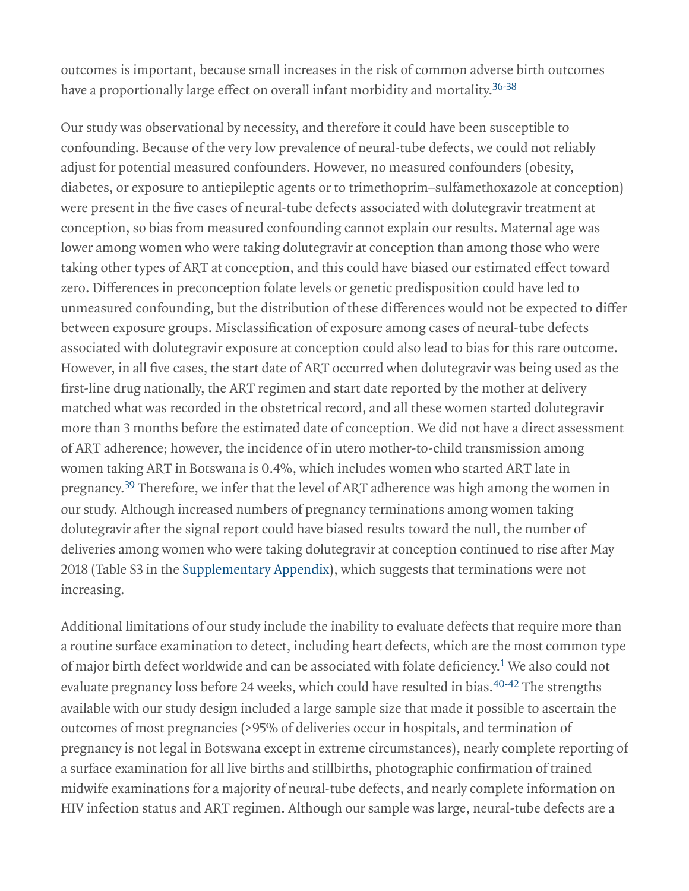outcomes is important, because small increases in the risk of common adverse birth outcomes have a proportionally large effect on overall infant morbidity and mortality.[36-38]

Our study was observational by necessity, and therefore it could have been susceptible to confounding. Because of the very low prevalence of neural-tube defects, we could not reliably adjust for potential measured confounders. However, no measured confounders (obesity, diabetes, or exposure to antiepileptic agents or to trimethoprim–sulfamethoxazole at conception) were present in the five cases of neural-tube defects associated with dolutegravir treatment at conception, so bias from measured confounding cannot explain our results. Maternal age was lower among women who were taking dolutegravir at conception than among those who were taking other types of ART at conception, and this could have biased our estimated effect toward zero. Differences in preconception folate levels or genetic predisposition could have led to unmeasured confounding, but the distribution of these differences would not be expected to differ between exposure groups. Misclassification of exposure among cases of neural-tube defects associated with dolutegravir exposure at conception could also lead to bias for this rare outcome. However, in all five cases, the start date of ART occurred when dolutegravir was being used as the first-line drug nationally, the ART regimen and start date reported by the mother at delivery matched what was recorded in the obstetrical record, and all these women started dolutegravir more than 3 months before the estimated date of conception. We did not have a direct assessment of ART adherence; however, the incidence of in utero mother-to-child transmission among women taking ART in Botswana is 0.4%, which includes women who started ART late in pregnancy.[39] Therefore, we infer that the level of ART adherence was high among the women in our study. Although increased numbers of pregnancy terminations among women taking dolutegravir after the signal report could have biased results toward the null, the number of deliveries among women who were taking dolutegravir at conception continued to rise after May 2018 (Table S3 in the Supplementary Appendix), which suggests that terminations were not increasing.

Additional limitations of our study include the inability to evaluate defects that require more than a routine surface examination to detect, including heart defects, which are the most common type of major birth defect worldwide and can be associated with folate deficiency.[1] We also could not evaluate pregnancy loss before 24 weeks, which could have resulted in bias.[40-42] The strengths available with our study design included a large sample size that made it possible to ascertain the outcomes of most pregnancies (>95% of deliveries occur in hospitals, and termination of pregnancy is not legal in Botswana except in extreme circumstances), nearly complete reporting of a surface examination for all live births and stillbirths, photographic confirmation of trained midwife examinations for a majority of neural-tube defects, and nearly complete information on HIV infection status and ART regimen. Although our sample was large, neural-tube defects are a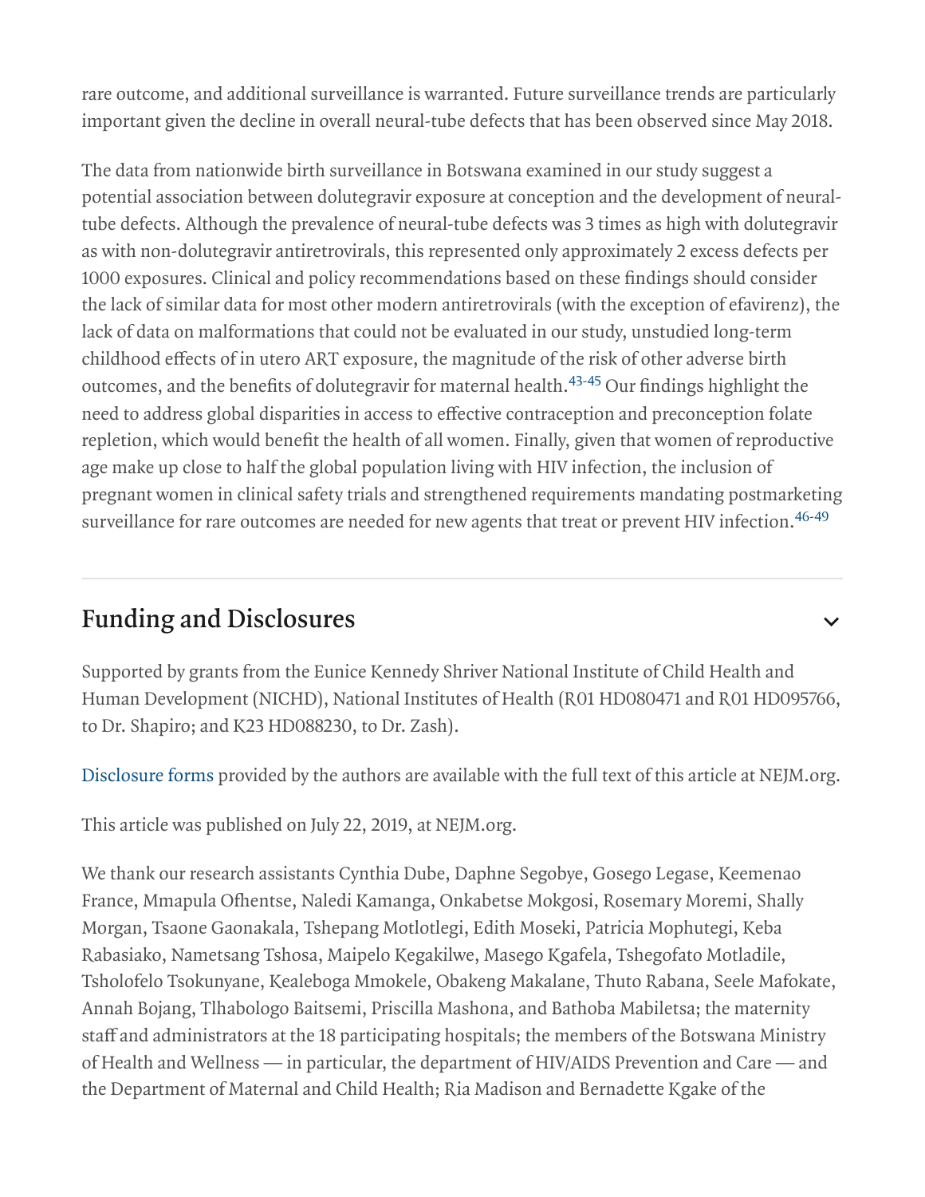rare outcome, and additional surveillance is warranted. Future surveillance trends are particularly important given the decline in overall neural-tube defects that has been observed since May 2018.

The data from nationwide birth surveillance in Botswana examined in our study suggest a potential association between dolutegravir exposure at conception and the development of neural-tube defects. Although the prevalence of neural-tube defects was 3 times as high with dolutegravir as with non-dolutegravir antiretrovirals, this represented only approximately 2 excess defects per 1000 exposures. Clinical and policy recommendations based on these findings should consider the lack of similar data for most other modern antiretrovirals (with the exception of efavirenz), the lack of data on malformations that could not be evaluated in our study, unstudied long-term childhood effects of in utero ART exposure, the magnitude of the risk of other adverse birth outcomes, and the benefits of dolutegravir for maternal health.[43-45] Our findings highlight the need to address global disparities in access to effective contraception and preconception folate repletion, which would benefit the health of all women. Finally, given that women of reproductive age make up close to half the global population living with HIV infection, the inclusion of pregnant women in clinical safety trials and strengthened requirements mandating postmarketing surveillance for rare outcomes are needed for new agents that treat or prevent HIV infection.[46-49]

## Funding and Disclosures

Supported by grants from the Eunice Kennedy Shriver National Institute of Child Health and Human Development (NICHD), National Institutes of Health (R01 HD080471 and R01 HD095766, to Dr. Shapiro; and K23 HD088230, to Dr. Zash).

Disclosure forms provided by the authors are available with the full text of this article at NEJM.org.

This article was published on July 22, 2019, at NEJM.org.

We thank our research assistants Cynthia Dube, Daphne Segobye, Gosego Legase, Keemenao France, Mmapula Ofhentse, Naledi Kamanga, Onkabetse Mokgosi, Rosemary Moremi, Shally Morgan, Tsaone Gaonakala, Tshepang Motlotlegi, Edith Moseki, Patricia Mophutegi, Keba Rabasiako, Nametsang Tshosa, Maipelo Kegakilwe, Masego Kgafela, Tshegofato Motladile, Tsholofelo Tsokunyane, Kealeboga Mmokele, Obakeng Makalane, Thuto Rabana, Seele Mafokate, Annah Bojang, Tlhabologo Baitsemi, Priscilla Mashona, and Bathoba Mabiletsa; the maternity staff and administrators at the 18 participating hospitals; the members of the Botswana Ministry of Health and Wellness — in particular, the department of HIV/AIDS Prevention and Care — and the Department of Maternal and Child Health; Ria Madison and Bernadette Kgake of the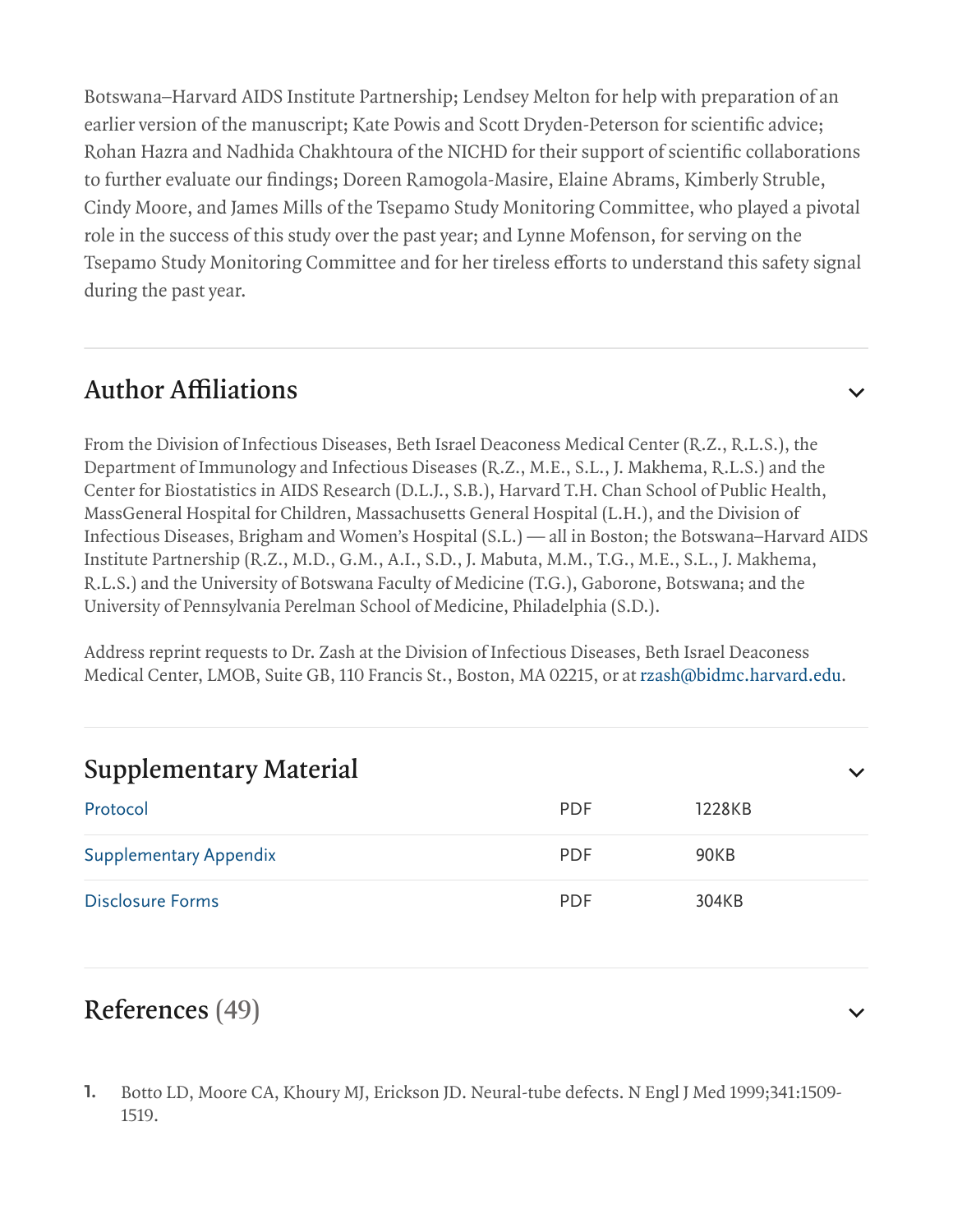Botswana–Harvard AIDS Institute Partnership; Lendsey Melton for help with preparation of an earlier version of the manuscript; Kate Powis and Scott Dryden-Peterson for scientific advice; Rohan Hazra and Nadhida Chakhtoura of the NICHD for their support of scientific collaborations to further evaluate our findings; Doreen Ramogola-Masire, Elaine Abrams, Kimberly Struble, Cindy Moore, and James Mills of the Tsepamo Study Monitoring Committee, who played a pivotal role in the success of this study over the past year; and Lynne Mofenson, for serving on the Tsepamo Study Monitoring Committee and for her tireless efforts to understand this safety signal during the past year.

## Author Affiliations

From the Division of Infectious Diseases, Beth Israel Deaconess Medical Center (R.Z., R.L.S.), the Department of Immunology and Infectious Diseases (R.Z., M.E., S.L., J. Makhema, R.L.S.) and the Center for Biostatistics in AIDS Research (D.L.J., S.B.), Harvard T.H. Chan School of Public Health, MassGeneral Hospital for Children, Massachusetts General Hospital (L.H.), and the Division of Infectious Diseases, Brigham and Women's Hospital (S.L.) — all in Boston; the Botswana–Harvard AIDS Institute Partnership (R.Z., M.D., G.M., A.I., S.D., J. Mabuta, M.M., T.G., M.E., S.L., J. Makhema, R.L.S.) and the University of Botswana Faculty of Medicine (T.G.), Gaborone, Botswana; and the University of Pennsylvania Perelman School of Medicine, Philadelphia (S.D.).

Address reprint requests to Dr. Zash at the Division of Infectious Diseases, Beth Israel Deaconess Medical Center, LMOB, Suite GB, 110 Francis St., Boston, MA 02215, or at rzash@bidmc.harvard.edu.

## Supplementary Material

| | | |
|---|---|---|
| Protocol | PDF | 1228KB |
| Supplementary Appendix | PDF | 90KB |
| Disclosure Forms | PDF | 304KB |

## References (49)

1. Botto LD, Moore CA, Khoury MJ, Erickson JD. Neural-tube defects. N Engl J Med 1999;341:1509-1519.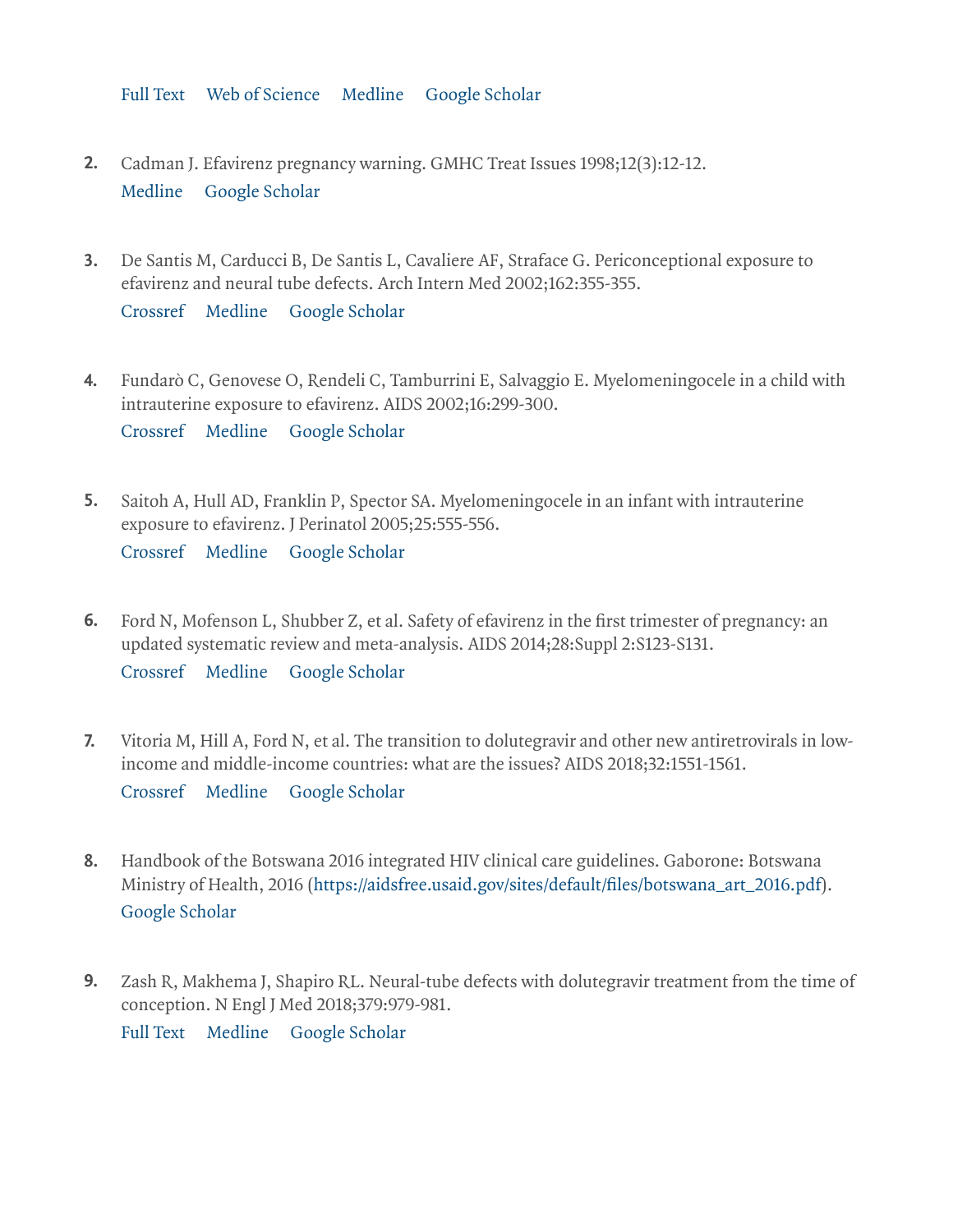Full Text Web of Science Medline Google Scholar

2. Cadman J. Efavirenz pregnancy warning. GMHC Treat Issues 1998;12(3):12-12.
   Medline Google Scholar

3. De Santis M, Carducci B, De Santis L, Cavaliere AF, Straface G. Periconceptional exposure to efavirenz and neural tube defects. Arch Intern Med 2002;162:355-355.
   Crossref Medline Google Scholar

4. Fundarò C, Genovese O, Rendeli C, Tamburrini E, Salvaggio E. Myelomeningocele in a child with intrauterine exposure to efavirenz. AIDS 2002;16:299-300.
   Crossref Medline Google Scholar

5. Saitoh A, Hull AD, Franklin P, Spector SA. Myelomeningocele in an infant with intrauterine exposure to efavirenz. J Perinatol 2005;25:555-556.
   Crossref Medline Google Scholar

6. Ford N, Mofenson L, Shubber Z, et al. Safety of efavirenz in the first trimester of pregnancy: an updated systematic review and meta-analysis. AIDS 2014;28:Suppl 2:S123-S131.
   Crossref Medline Google Scholar

7. Vitoria M, Hill A, Ford N, et al. The transition to dolutegravir and other new antiretrovirals in low-income and middle-income countries: what are the issues? AIDS 2018;32:1551-1561.
   Crossref Medline Google Scholar

8. Handbook of the Botswana 2016 integrated HIV clinical care guidelines. Gaborone: Botswana Ministry of Health, 2016 (https://aidsfree.usaid.gov/sites/default/files/botswana_art_2016.pdf).
   Google Scholar

9. Zash R, Makhema J, Shapiro RL. Neural-tube defects with dolutegravir treatment from the time of conception. N Engl J Med 2018;379:979-981.
   Full Text Medline Google Scholar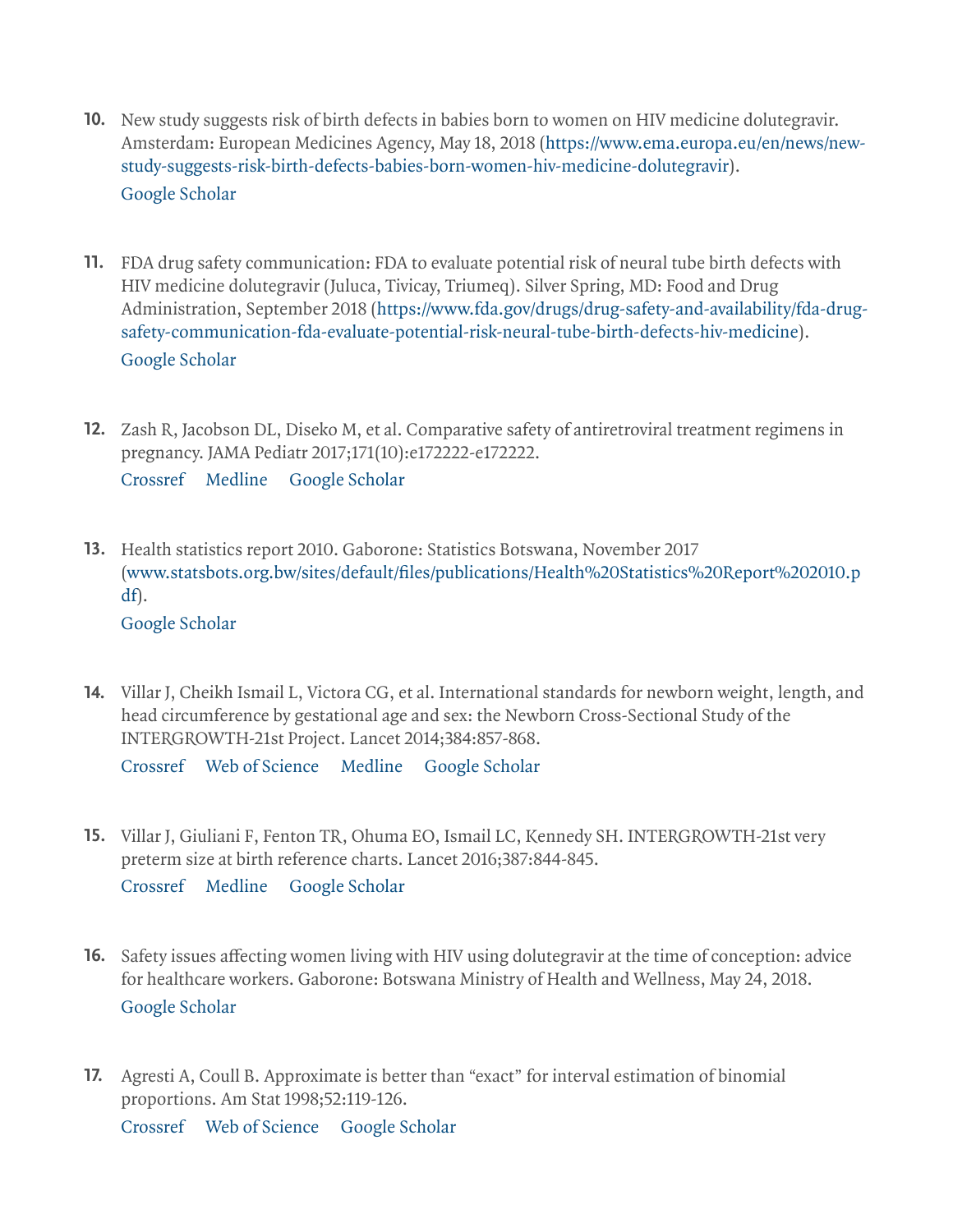10. New study suggests risk of birth defects in babies born to women on HIV medicine dolutegravir. Amsterdam: European Medicines Agency, May 18, 2018 (https://www.ema.europa.eu/en/news/new-study-suggests-risk-birth-defects-babies-born-women-hiv-medicine-dolutegravir).
    Google Scholar

11. FDA drug safety communication: FDA to evaluate potential risk of neural tube birth defects with HIV medicine dolutegravir (Juluca, Tivicay, Triumeq). Silver Spring, MD: Food and Drug Administration, September 2018 (https://www.fda.gov/drugs/drug-safety-and-availability/fda-drug-safety-communication-fda-evaluate-potential-risk-neural-tube-birth-defects-hiv-medicine).
    Google Scholar

12. Zash R, Jacobson DL, Diseko M, et al. Comparative safety of antiretroviral treatment regimens in pregnancy. JAMA Pediatr 2017;171(10):e172222-e172222.
    Crossref Medline Google Scholar

13. Health statistics report 2010. Gaborone: Statistics Botswana, November 2017 (www.statsbots.org.bw/sites/default/files/publications/Health%20Statistics%20Report%202010.pdf).
    Google Scholar

14. Villar J, Cheikh Ismail L, Victora CG, et al. International standards for newborn weight, length, and head circumference by gestational age and sex: the Newborn Cross-Sectional Study of the INTERGROWTH-21st Project. Lancet 2014;384:857-868.
    Crossref Web of Science Medline Google Scholar

15. Villar J, Giuliani F, Fenton TR, Ohuma EO, Ismail LC, Kennedy SH. INTERGROWTH-21st very preterm size at birth reference charts. Lancet 2016;387:844-845.
    Crossref Medline Google Scholar

16. Safety issues affecting women living with HIV using dolutegravir at the time of conception: advice for healthcare workers. Gaborone: Botswana Ministry of Health and Wellness, May 24, 2018.
    Google Scholar

17. Agresti A, Coull B. Approximate is better than "exact" for interval estimation of binomial proportions. Am Stat 1998;52:119-126.
    Crossref Web of Science Google Scholar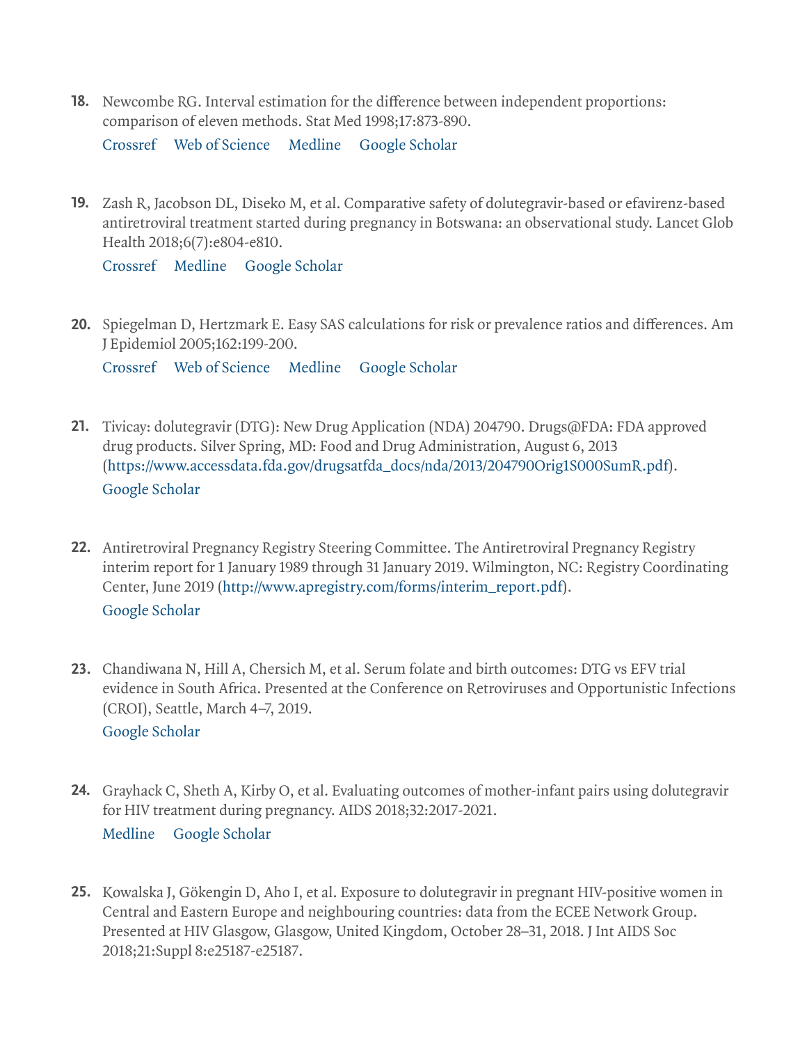18. Newcombe RG. Interval estimation for the difference between independent proportions: comparison of eleven methods. Stat Med 1998;17:873-890.
    Crossref Web of Science Medline Google Scholar

19. Zash R, Jacobson DL, Diseko M, et al. Comparative safety of dolutegravir-based or efavirenz-based antiretroviral treatment started during pregnancy in Botswana: an observational study. Lancet Glob Health 2018;6(7):e804-e810.
    Crossref Medline Google Scholar

20. Spiegelman D, Hertzmark E. Easy SAS calculations for risk or prevalence ratios and differences. Am J Epidemiol 2005;162:199-200.
    Crossref Web of Science Medline Google Scholar

21. Tivicay: dolutegravir (DTG): New Drug Application (NDA) 204790. Drugs@FDA: FDA approved drug products. Silver Spring, MD: Food and Drug Administration, August 6, 2013 (https://www.accessdata.fda.gov/drugsatfda_docs/nda/2013/204790Orig1S000SumR.pdf).
    Google Scholar

22. Antiretroviral Pregnancy Registry Steering Committee. The Antiretroviral Pregnancy Registry interim report for 1 January 1989 through 31 January 2019. Wilmington, NC: Registry Coordinating Center, June 2019 (http://www.apregistry.com/forms/interim_report.pdf).
    Google Scholar

23. Chandiwana N, Hill A, Chersich M, et al. Serum folate and birth outcomes: DTG vs EFV trial evidence in South Africa. Presented at the Conference on Retroviruses and Opportunistic Infections (CROI), Seattle, March 4–7, 2019.
    Google Scholar

24. Grayhack C, Sheth A, Kirby O, et al. Evaluating outcomes of mother-infant pairs using dolutegravir for HIV treatment during pregnancy. AIDS 2018;32:2017-2021.
    Medline Google Scholar

25. Kowalska J, Gökengin D, Aho I, et al. Exposure to dolutegravir in pregnant HIV-positive women in Central and Eastern Europe and neighbouring countries: data from the ECEE Network Group. Presented at HIV Glasgow, Glasgow, United Kingdom, October 28–31, 2018. J Int AIDS Soc 2018;21:Suppl 8:e25187-e25187.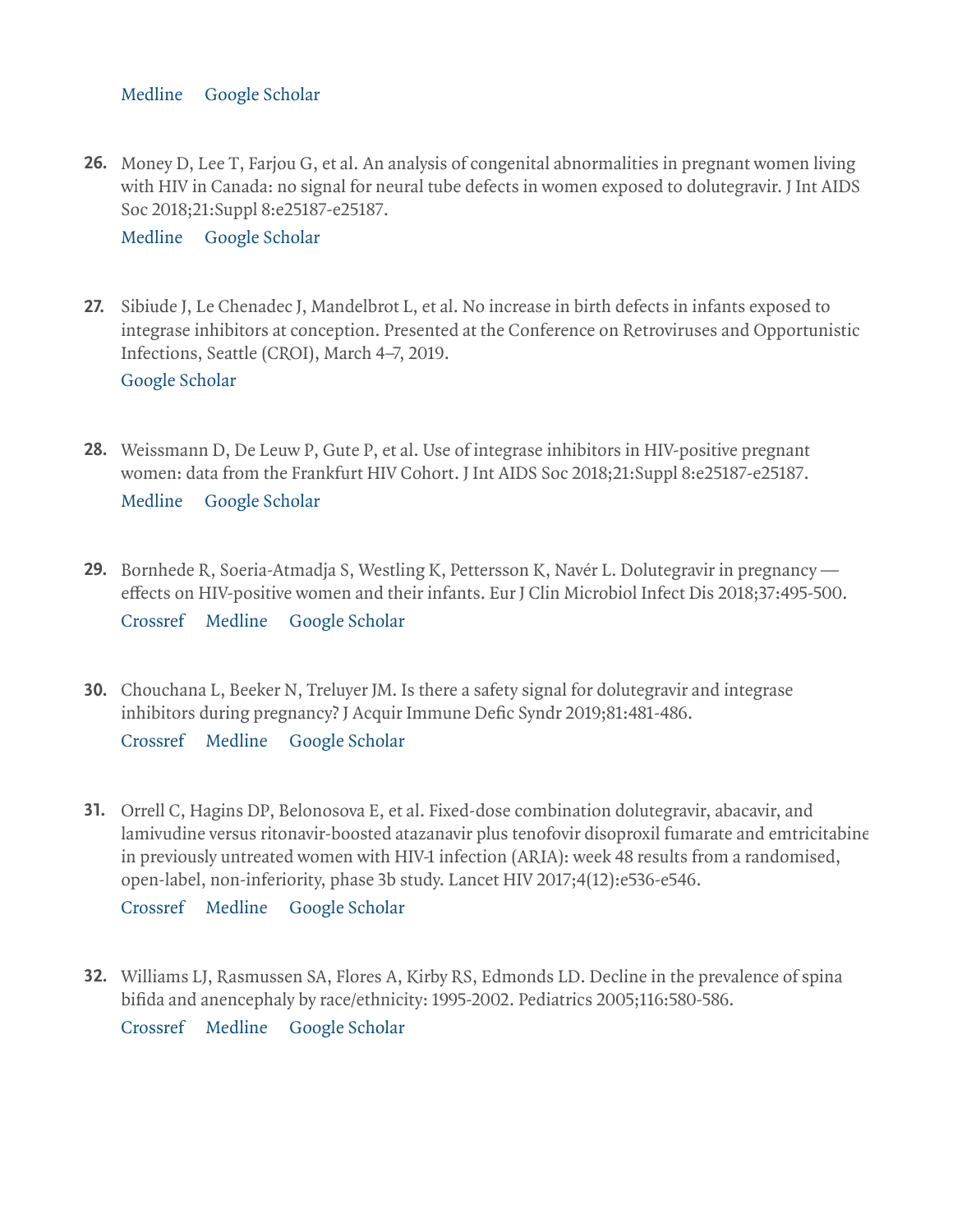Medline Google Scholar

26. Money D, Lee T, Farjou G, et al. An analysis of congenital abnormalities in pregnant women living with HIV in Canada: no signal for neural tube defects in women exposed to dolutegravir. J Int AIDS Soc 2018;21:Suppl 8:e25187-e25187.

    Medline Google Scholar

27. Sibiude J, Le Chenadec J, Mandelbrot L, et al. No increase in birth defects in infants exposed to integrase inhibitors at conception. Presented at the Conference on Retroviruses and Opportunistic Infections, Seattle (CROI), March 4–7, 2019.

    Google Scholar

28. Weissmann D, De Leuw P, Gute P, et al. Use of integrase inhibitors in HIV-positive pregnant women: data from the Frankfurt HIV Cohort. J Int AIDS Soc 2018;21:Suppl 8:e25187-e25187.

    Medline Google Scholar

29. Bornhede R, Soeria-Atmadja S, Westling K, Pettersson K, Navér L. Dolutegravir in pregnancy — effects on HIV-positive women and their infants. Eur J Clin Microbiol Infect Dis 2018;37:495-500.

    Crossref Medline Google Scholar

30. Chouchana L, Beeker N, Treluyer JM. Is there a safety signal for dolutegravir and integrase inhibitors during pregnancy? J Acquir Immune Defic Syndr 2019;81:481-486.

    Crossref Medline Google Scholar

31. Orrell C, Hagins DP, Belonosova E, et al. Fixed-dose combination dolutegravir, abacavir, and lamivudine versus ritonavir-boosted atazanavir plus tenofovir disoproxil fumarate and emtricitabine in previously untreated women with HIV-1 infection (ARIA): week 48 results from a randomised, open-label, non-inferiority, phase 3b study. Lancet HIV 2017;4(12):e536-e546.

    Crossref Medline Google Scholar

32. Williams LJ, Rasmussen SA, Flores A, Kirby RS, Edmonds LD. Decline in the prevalence of spina bifida and anencephaly by race/ethnicity: 1995-2002. Pediatrics 2005;116:580-586.

    Crossref Medline Google Scholar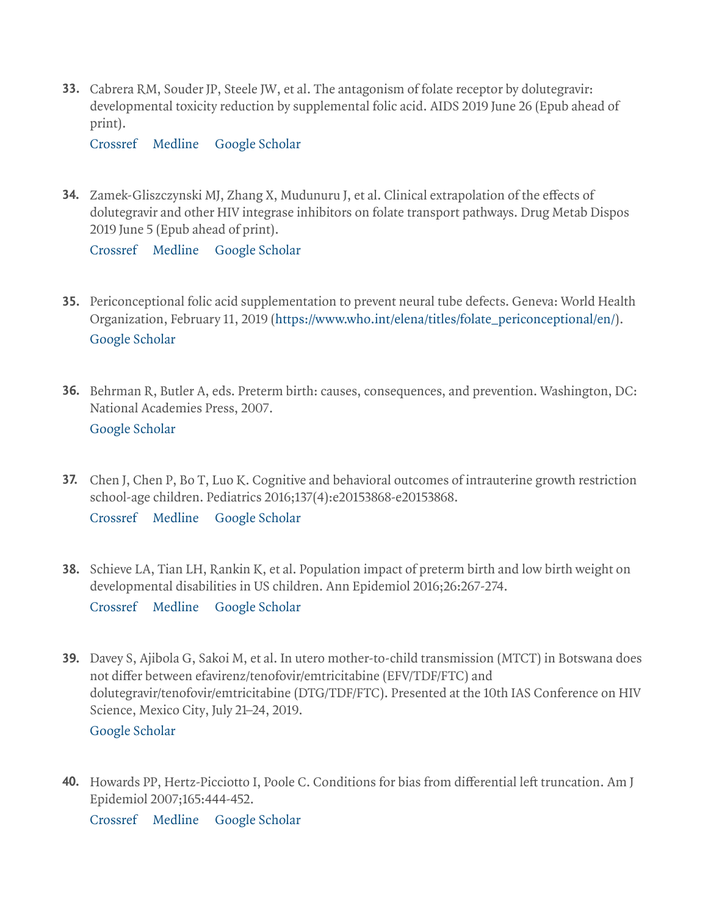33. Cabrera RM, Souder JP, Steele JW, et al. The antagonism of folate receptor by dolutegravir: developmental toxicity reduction by supplemental folic acid. AIDS 2019 June 26 (Epub ahead of print).

    Crossref   Medline   Google Scholar

34. Zamek-Gliszczynski MJ, Zhang X, Mudunuru J, et al. Clinical extrapolation of the effects of dolutegravir and other HIV integrase inhibitors on folate transport pathways. Drug Metab Dispos 2019 June 5 (Epub ahead of print).

    Crossref   Medline   Google Scholar

35. Periconceptional folic acid supplementation to prevent neural tube defects. Geneva: World Health Organization, February 11, 2019 (https://www.who.int/elena/titles/folate_periconceptional/en/).

    Google Scholar

36. Behrman R, Butler A, eds. Preterm birth: causes, consequences, and prevention. Washington, DC: National Academies Press, 2007.

    Google Scholar

37. Chen J, Chen P, Bo T, Luo K. Cognitive and behavioral outcomes of intrauterine growth restriction school-age children. Pediatrics 2016;137(4):e20153868-e20153868.

    Crossref   Medline   Google Scholar

38. Schieve LA, Tian LH, Rankin K, et al. Population impact of preterm birth and low birth weight on developmental disabilities in US children. Ann Epidemiol 2016;26:267-274.

    Crossref   Medline   Google Scholar

39. Davey S, Ajibola G, Sakoi M, et al. In utero mother-to-child transmission (MTCT) in Botswana does not differ between efavirenz/tenofovir/emtricitabine (EFV/TDF/FTC) and dolutegravir/tenofovir/emtricitabine (DTG/TDF/FTC). Presented at the 10th IAS Conference on HIV Science, Mexico City, July 21–24, 2019.

    Google Scholar

40. Howards PP, Hertz-Picciotto I, Poole C. Conditions for bias from differential left truncation. Am J Epidemiol 2007;165:444-452.

    Crossref   Medline   Google Scholar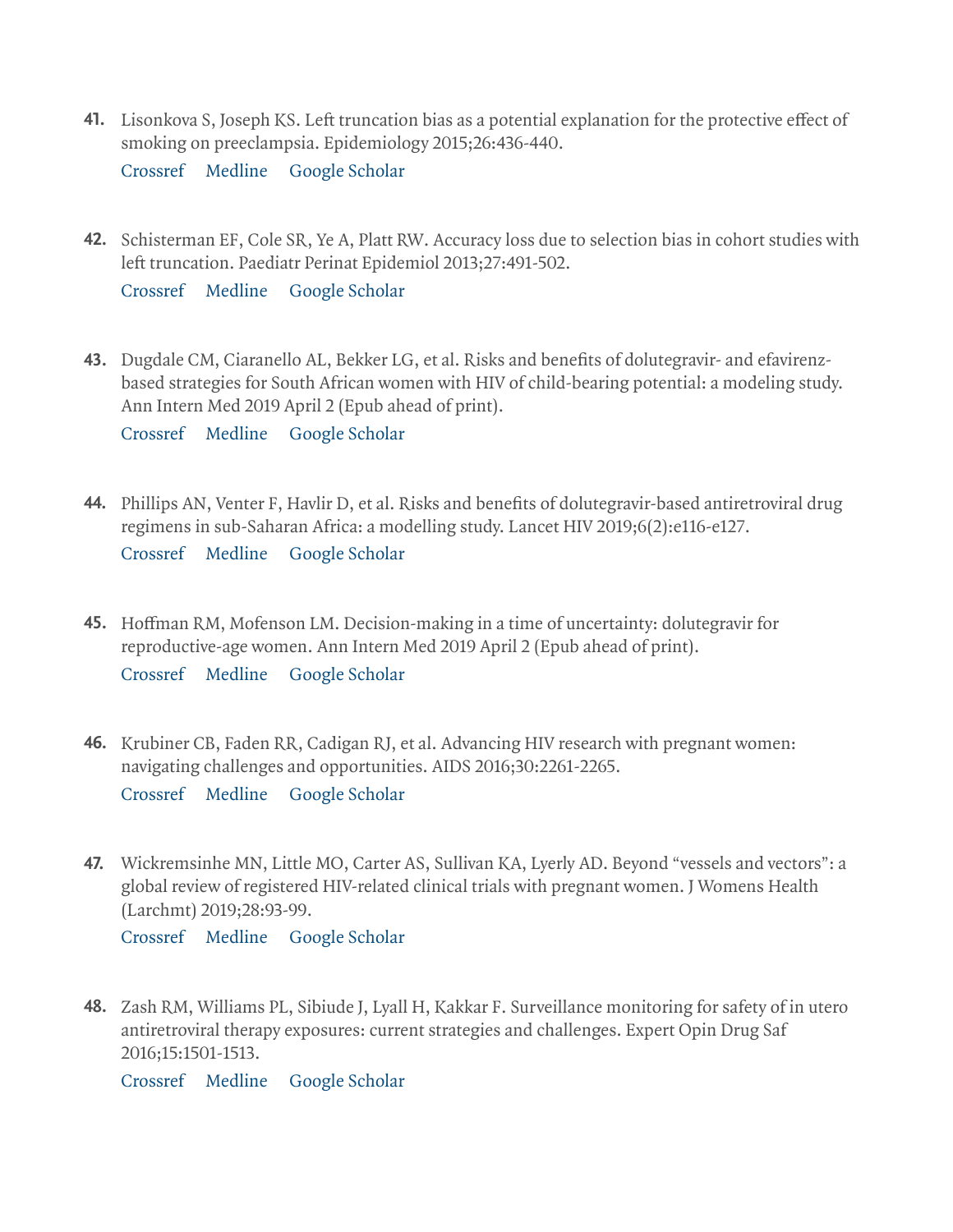41. Lisonkova S, Joseph KS. Left truncation bias as a potential explanation for the protective effect of smoking on preeclampsia. Epidemiology 2015;26:436-440.
Crossref Medline Google Scholar

42. Schisterman EF, Cole SR, Ye A, Platt RW. Accuracy loss due to selection bias in cohort studies with left truncation. Paediatr Perinat Epidemiol 2013;27:491-502.
Crossref Medline Google Scholar

43. Dugdale CM, Ciaranello AL, Bekker LG, et al. Risks and benefits of dolutegravir- and efavirenz-based strategies for South African women with HIV of child-bearing potential: a modeling study. Ann Intern Med 2019 April 2 (Epub ahead of print).
Crossref Medline Google Scholar

44. Phillips AN, Venter F, Havlir D, et al. Risks and benefits of dolutegravir-based antiretroviral drug regimens in sub-Saharan Africa: a modelling study. Lancet HIV 2019;6(2):e116-e127.
Crossref Medline Google Scholar

45. Hoffman RM, Mofenson LM. Decision-making in a time of uncertainty: dolutegravir for reproductive-age women. Ann Intern Med 2019 April 2 (Epub ahead of print).
Crossref Medline Google Scholar

46. Krubiner CB, Faden RR, Cadigan RJ, et al. Advancing HIV research with pregnant women: navigating challenges and opportunities. AIDS 2016;30:2261-2265.
Crossref Medline Google Scholar

47. Wickremsinhe MN, Little MO, Carter AS, Sullivan KA, Lyerly AD. Beyond "vessels and vectors": a global review of registered HIV-related clinical trials with pregnant women. J Womens Health (Larchmt) 2019;28:93-99.
Crossref Medline Google Scholar

48. Zash RM, Williams PL, Sibiude J, Lyall H, Kakkar F. Surveillance monitoring for safety of in utero antiretroviral therapy exposures: current strategies and challenges. Expert Opin Drug Saf 2016;15:1501-1513.
Crossref Medline Google Scholar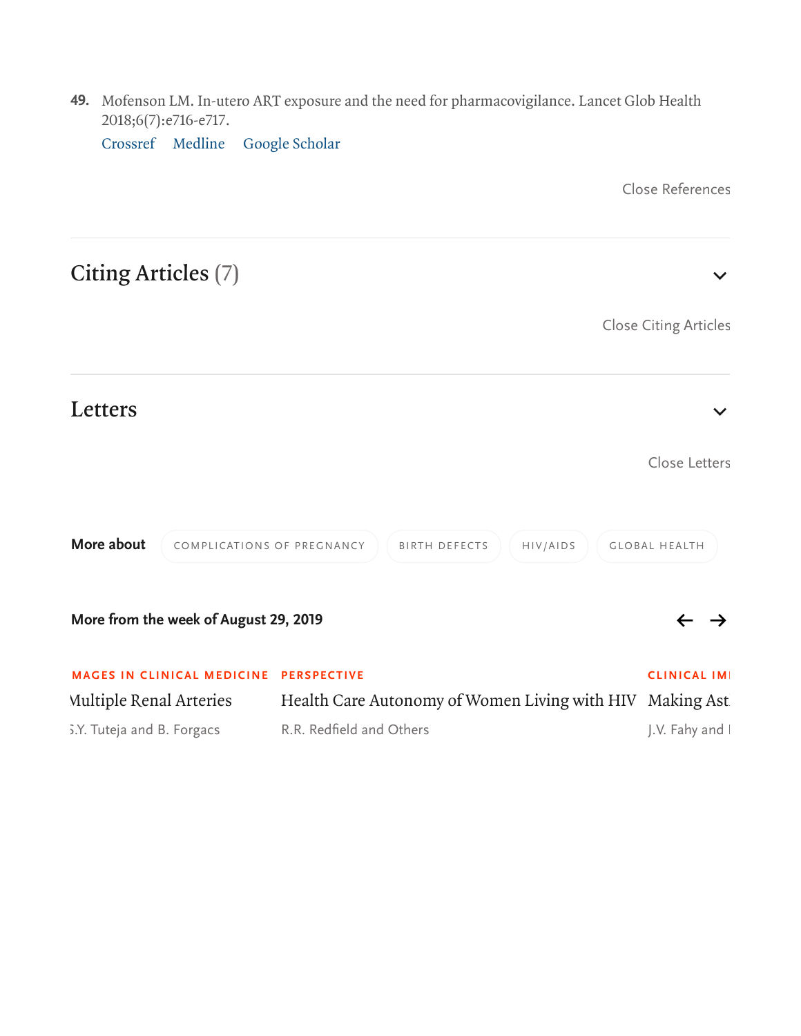49. Mofenson LM. In-utero ART exposure and the need for pharmacovigilance. Lancet Glob Health 2018;6(7):e716-e717.

Crossref Medline Google Scholar

Close References

## Citing Articles (7)

Close Citing Articles

## Letters

Close Letters

**More about** COMPLICATIONS OF PREGNANCY BIRTH DEFECTS HIV/AIDS GLOBAL HEALTH

**More from the week of August 29, 2019**

MAGES IN CLINICAL MEDICINE
Multiple Renal Arteries
S.Y. Tuteja and B. Forgacs

PERSPECTIVE
Health Care Autonomy of Women Living with HIV
R.R. Redfield and Others

CLINICAL IMI
Making Ast
J.V. Fahy and